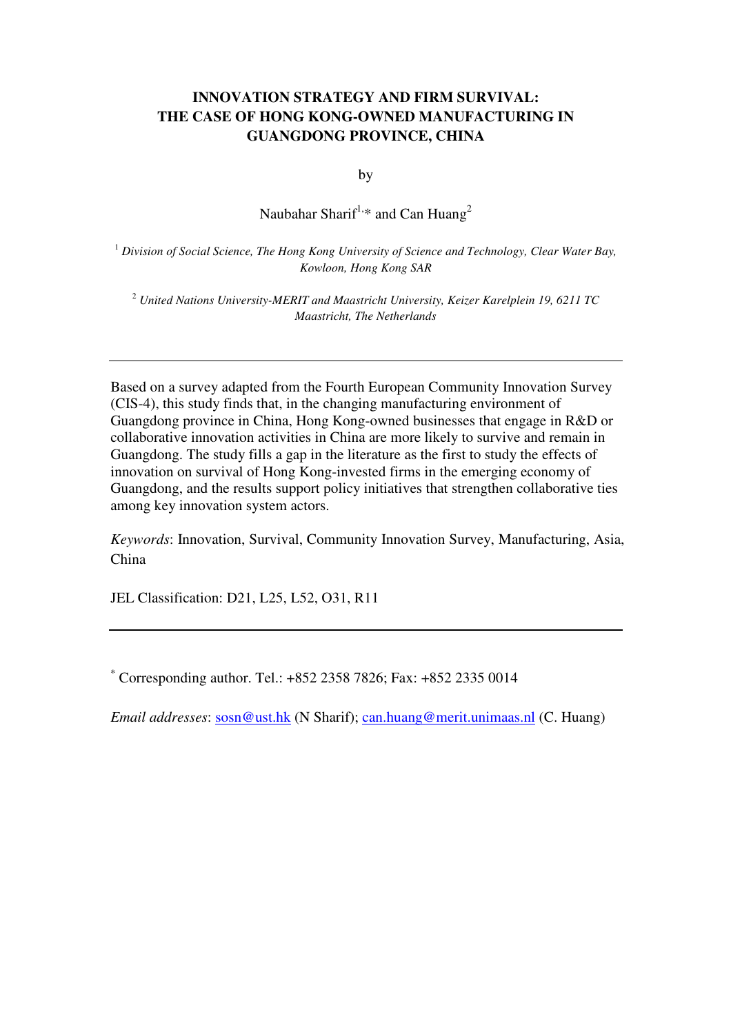# INNOVATION STRATEGY AND FIRM SURVIVAL: THE CASE OF HONG KONG-OWNED MANUFACTURING IN GUANGDONG PROVINCE, CHINA

by

Naubahar Sharif[1,*] and Can Huang[2]

[1] *Division of Social Science, The Hong Kong University of Science and Technology, Clear Water Bay, Kowloon, Hong Kong SAR*

[2] *United Nations University-MERIT and Maastricht University, Keizer Karelplein 19, 6211 TC Maastricht, The Netherlands*

---

Based on a survey adapted from the Fourth European Community Innovation Survey (CIS-4), this study finds that, in the changing manufacturing environment of Guangdong province in China, Hong Kong-owned businesses that engage in R&D or collaborative innovation activities in China are more likely to survive and remain in Guangdong. The study fills a gap in the literature as the first to study the effects of innovation on survival of Hong Kong-invested firms in the emerging economy of Guangdong, and the results support policy initiatives that strengthen collaborative ties among key innovation system actors.

*Keywords*: Innovation, Survival, Community Innovation Survey, Manufacturing, Asia, China

JEL Classification: D21, L25, L52, O31, R11

---

[*] Corresponding author. Tel.: +852 2358 7826; Fax: +852 2335 0014

*Email addresses*: sosn@ust.hk (N Sharif); can.huang@merit.unimaas.nl (C. Huang)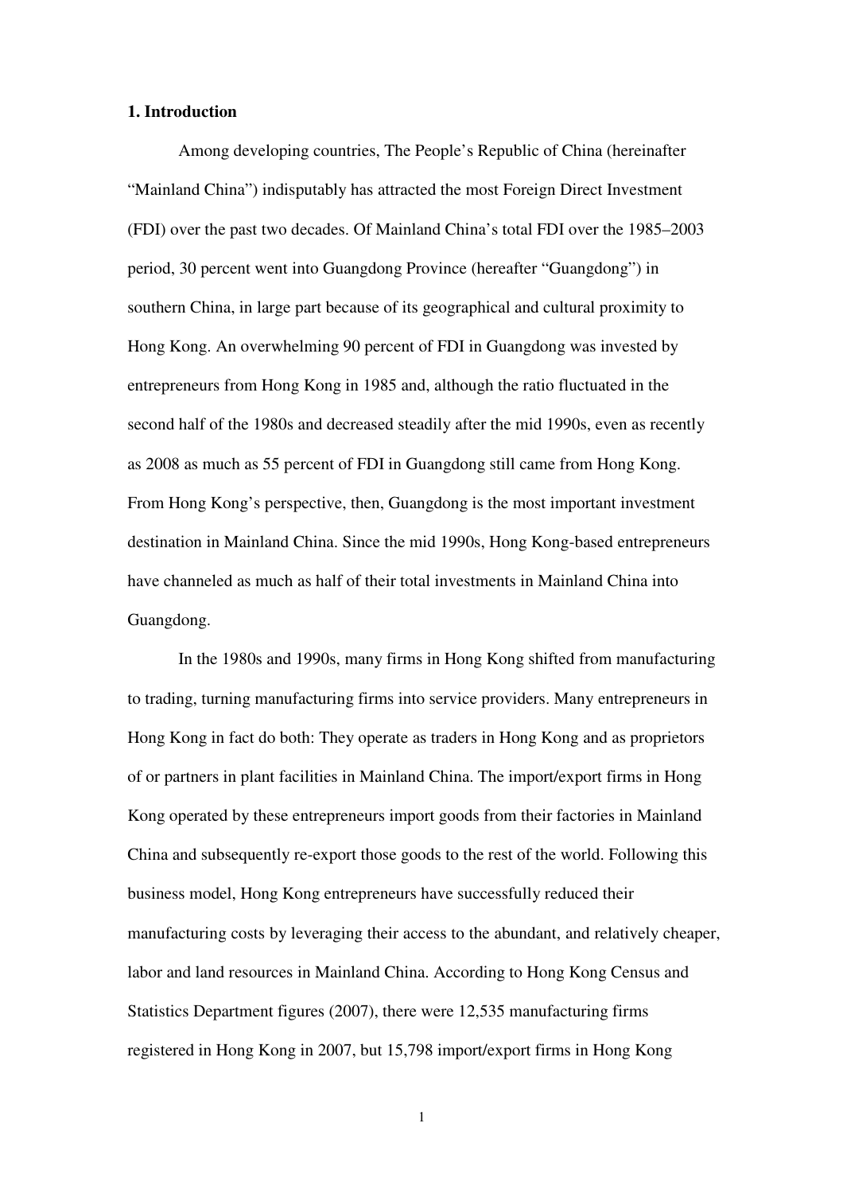# 1. Introduction

Among developing countries, The People's Republic of China (hereinafter "Mainland China") indisputably has attracted the most Foreign Direct Investment (FDI) over the past two decades. Of Mainland China's total FDI over the 1985–2003 period, 30 percent went into Guangdong Province (hereafter "Guangdong") in southern China, in large part because of its geographical and cultural proximity to Hong Kong. An overwhelming 90 percent of FDI in Guangdong was invested by entrepreneurs from Hong Kong in 1985 and, although the ratio fluctuated in the second half of the 1980s and decreased steadily after the mid 1990s, even as recently as 2008 as much as 55 percent of FDI in Guangdong still came from Hong Kong. From Hong Kong's perspective, then, Guangdong is the most important investment destination in Mainland China. Since the mid 1990s, Hong Kong-based entrepreneurs have channeled as much as half of their total investments in Mainland China into Guangdong.

In the 1980s and 1990s, many firms in Hong Kong shifted from manufacturing to trading, turning manufacturing firms into service providers. Many entrepreneurs in Hong Kong in fact do both: They operate as traders in Hong Kong and as proprietors of or partners in plant facilities in Mainland China. The import/export firms in Hong Kong operated by these entrepreneurs import goods from their factories in Mainland China and subsequently re-export those goods to the rest of the world. Following this business model, Hong Kong entrepreneurs have successfully reduced their manufacturing costs by leveraging their access to the abundant, and relatively cheaper, labor and land resources in Mainland China. According to Hong Kong Census and Statistics Department figures (2007), there were 12,535 manufacturing firms registered in Hong Kong in 2007, but 15,798 import/export firms in Hong Kong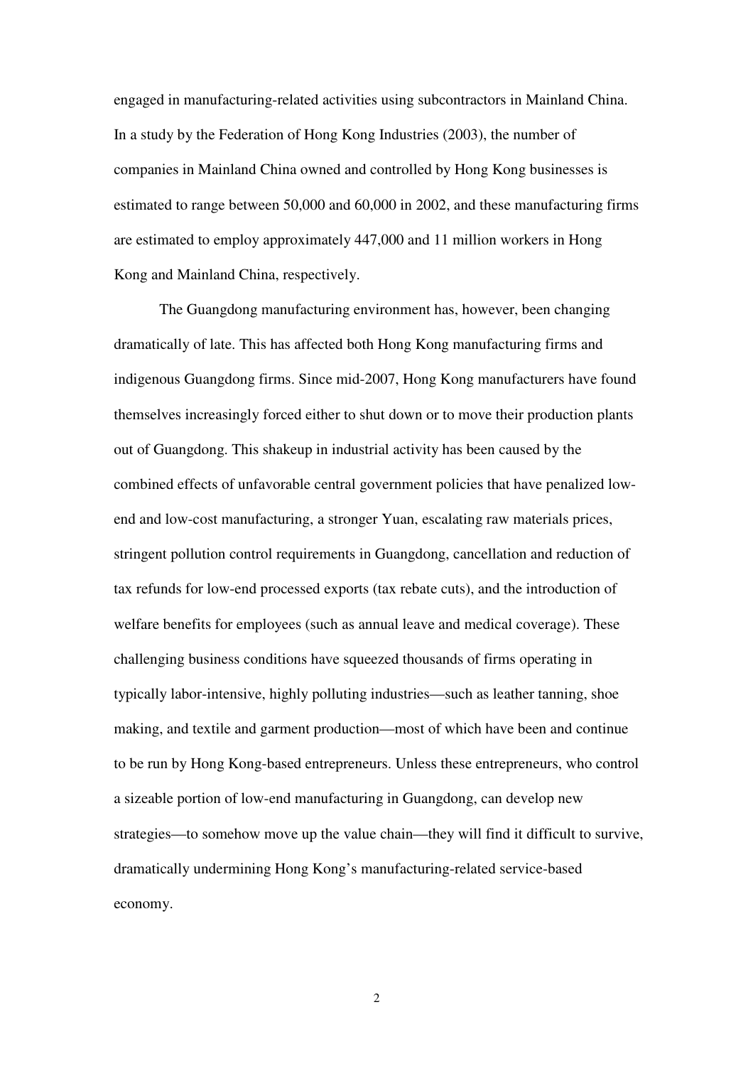engaged in manufacturing-related activities using subcontractors in Mainland China. In a study by the Federation of Hong Kong Industries (2003), the number of companies in Mainland China owned and controlled by Hong Kong businesses is estimated to range between 50,000 and 60,000 in 2002, and these manufacturing firms are estimated to employ approximately 447,000 and 11 million workers in Hong Kong and Mainland China, respectively.

The Guangdong manufacturing environment has, however, been changing dramatically of late. This has affected both Hong Kong manufacturing firms and indigenous Guangdong firms. Since mid-2007, Hong Kong manufacturers have found themselves increasingly forced either to shut down or to move their production plants out of Guangdong. This shakeup in industrial activity has been caused by the combined effects of unfavorable central government policies that have penalized low-end and low-cost manufacturing, a stronger Yuan, escalating raw materials prices, stringent pollution control requirements in Guangdong, cancellation and reduction of tax refunds for low-end processed exports (tax rebate cuts), and the introduction of welfare benefits for employees (such as annual leave and medical coverage). These challenging business conditions have squeezed thousands of firms operating in typically labor-intensive, highly polluting industries—such as leather tanning, shoe making, and textile and garment production—most of which have been and continue to be run by Hong Kong-based entrepreneurs. Unless these entrepreneurs, who control a sizeable portion of low-end manufacturing in Guangdong, can develop new strategies—to somehow move up the value chain—they will find it difficult to survive, dramatically undermining Hong Kong's manufacturing-related service-based economy.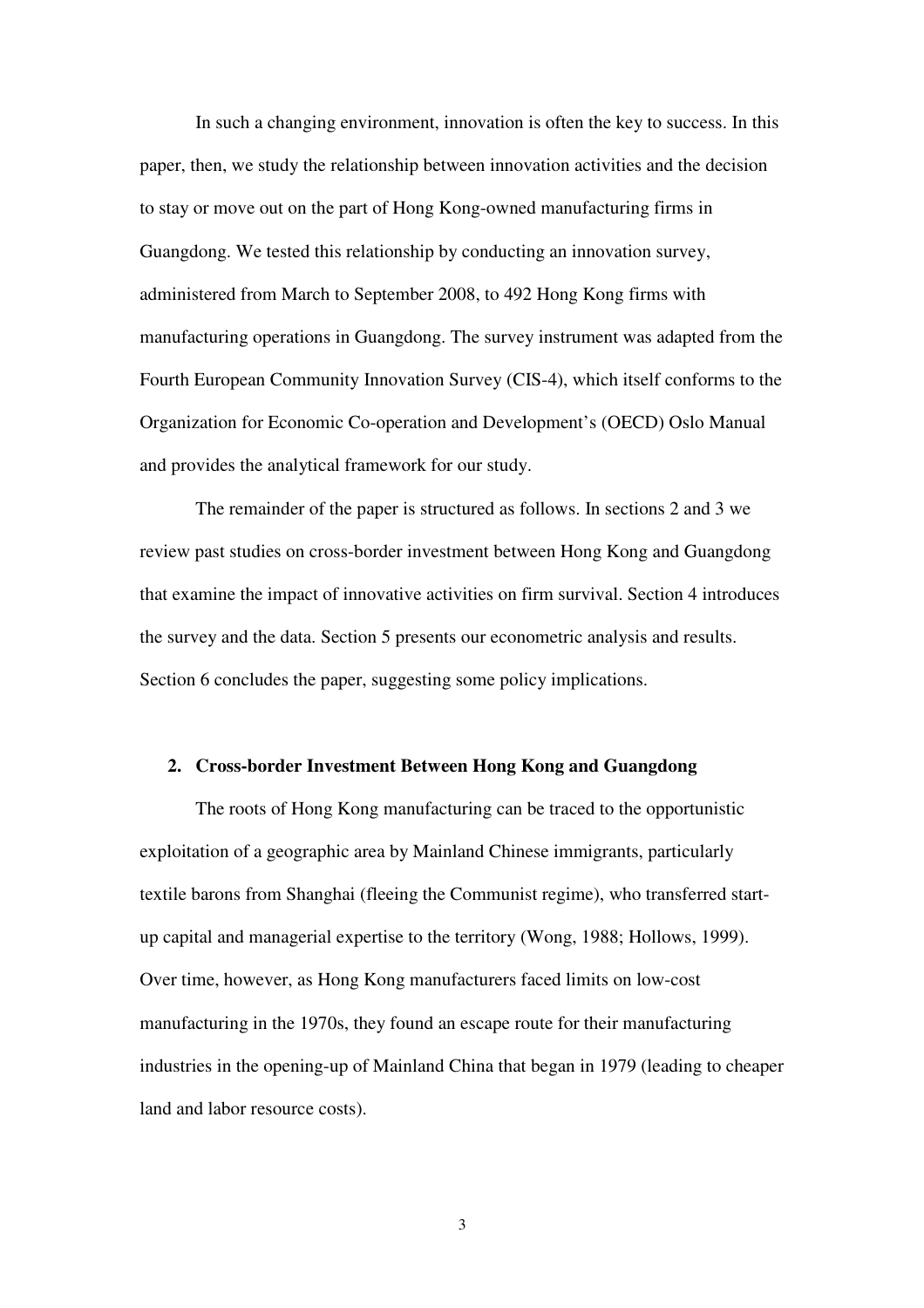In such a changing environment, innovation is often the key to success. In this paper, then, we study the relationship between innovation activities and the decision to stay or move out on the part of Hong Kong-owned manufacturing firms in Guangdong. We tested this relationship by conducting an innovation survey, administered from March to September 2008, to 492 Hong Kong firms with manufacturing operations in Guangdong. The survey instrument was adapted from the Fourth European Community Innovation Survey (CIS-4), which itself conforms to the Organization for Economic Co-operation and Development's (OECD) Oslo Manual and provides the analytical framework for our study.

The remainder of the paper is structured as follows. In sections 2 and 3 we review past studies on cross-border investment between Hong Kong and Guangdong that examine the impact of innovative activities on firm survival. Section 4 introduces the survey and the data. Section 5 presents our econometric analysis and results. Section 6 concludes the paper, suggesting some policy implications.

## 2. Cross-border Investment Between Hong Kong and Guangdong

The roots of Hong Kong manufacturing can be traced to the opportunistic exploitation of a geographic area by Mainland Chinese immigrants, particularly textile barons from Shanghai (fleeing the Communist regime), who transferred start-up capital and managerial expertise to the territory (Wong, 1988; Hollows, 1999). Over time, however, as Hong Kong manufacturers faced limits on low-cost manufacturing in the 1970s, they found an escape route for their manufacturing industries in the opening-up of Mainland China that began in 1979 (leading to cheaper land and labor resource costs).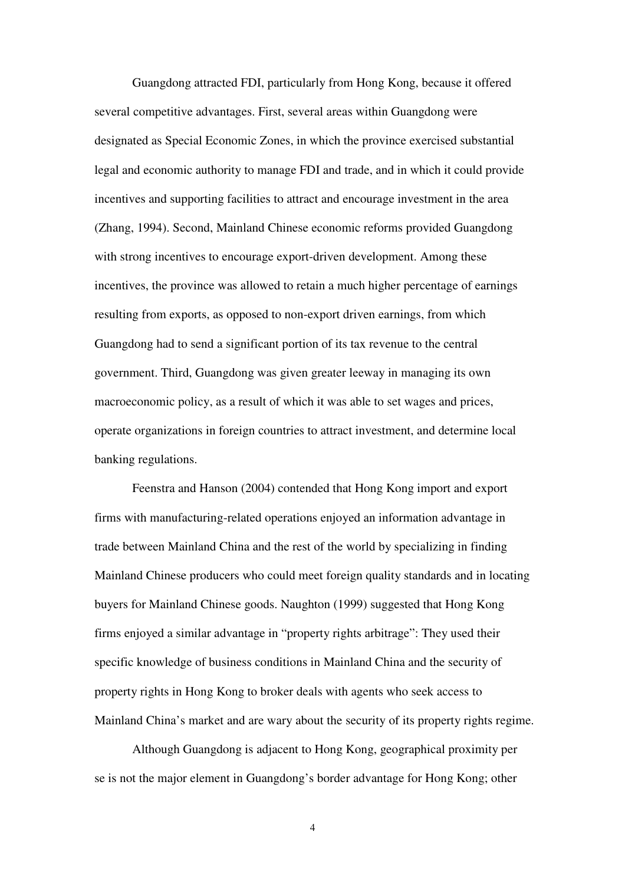Guangdong attracted FDI, particularly from Hong Kong, because it offered several competitive advantages. First, several areas within Guangdong were designated as Special Economic Zones, in which the province exercised substantial legal and economic authority to manage FDI and trade, and in which it could provide incentives and supporting facilities to attract and encourage investment in the area (Zhang, 1994). Second, Mainland Chinese economic reforms provided Guangdong with strong incentives to encourage export-driven development. Among these incentives, the province was allowed to retain a much higher percentage of earnings resulting from exports, as opposed to non-export driven earnings, from which Guangdong had to send a significant portion of its tax revenue to the central government. Third, Guangdong was given greater leeway in managing its own macroeconomic policy, as a result of which it was able to set wages and prices, operate organizations in foreign countries to attract investment, and determine local banking regulations.

Feenstra and Hanson (2004) contended that Hong Kong import and export firms with manufacturing-related operations enjoyed an information advantage in trade between Mainland China and the rest of the world by specializing in finding Mainland Chinese producers who could meet foreign quality standards and in locating buyers for Mainland Chinese goods. Naughton (1999) suggested that Hong Kong firms enjoyed a similar advantage in "property rights arbitrage": They used their specific knowledge of business conditions in Mainland China and the security of property rights in Hong Kong to broker deals with agents who seek access to Mainland China's market and are wary about the security of its property rights regime.

Although Guangdong is adjacent to Hong Kong, geographical proximity per se is not the major element in Guangdong's border advantage for Hong Kong; other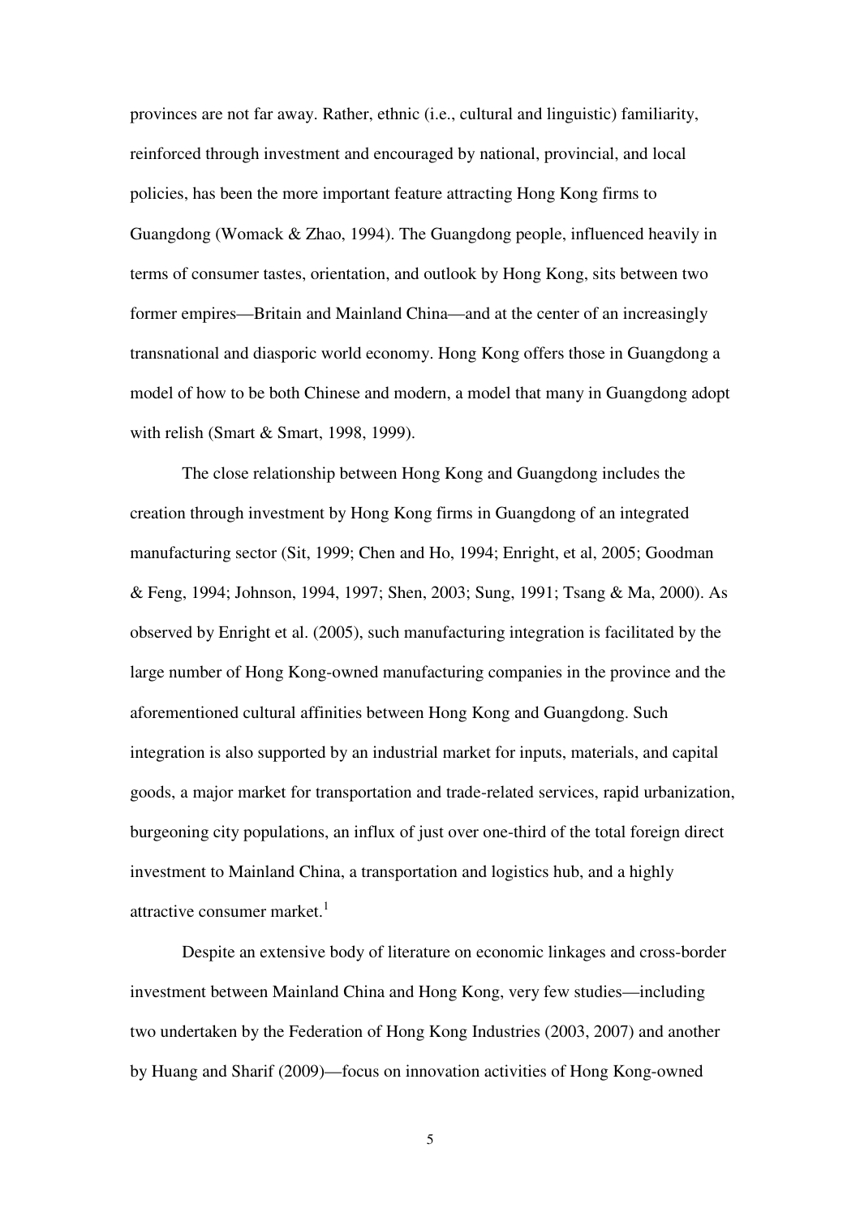provinces are not far away. Rather, ethnic (i.e., cultural and linguistic) familiarity, reinforced through investment and encouraged by national, provincial, and local policies, has been the more important feature attracting Hong Kong firms to Guangdong (Womack & Zhao, 1994). The Guangdong people, influenced heavily in terms of consumer tastes, orientation, and outlook by Hong Kong, sits between two former empires—Britain and Mainland China—and at the center of an increasingly transnational and diasporic world economy. Hong Kong offers those in Guangdong a model of how to be both Chinese and modern, a model that many in Guangdong adopt with relish (Smart & Smart, 1998, 1999).

The close relationship between Hong Kong and Guangdong includes the creation through investment by Hong Kong firms in Guangdong of an integrated manufacturing sector (Sit, 1999; Chen and Ho, 1994; Enright, et al, 2005; Goodman & Feng, 1994; Johnson, 1994, 1997; Shen, 2003; Sung, 1991; Tsang & Ma, 2000). As observed by Enright et al. (2005), such manufacturing integration is facilitated by the large number of Hong Kong-owned manufacturing companies in the province and the aforementioned cultural affinities between Hong Kong and Guangdong. Such integration is also supported by an industrial market for inputs, materials, and capital goods, a major market for transportation and trade-related services, rapid urbanization, burgeoning city populations, an influx of just over one-third of the total foreign direct investment to Mainland China, a transportation and logistics hub, and a highly attractive consumer market.[1]

Despite an extensive body of literature on economic linkages and cross-border investment between Mainland China and Hong Kong, very few studies—including two undertaken by the Federation of Hong Kong Industries (2003, 2007) and another by Huang and Sharif (2009)—focus on innovation activities of Hong Kong-owned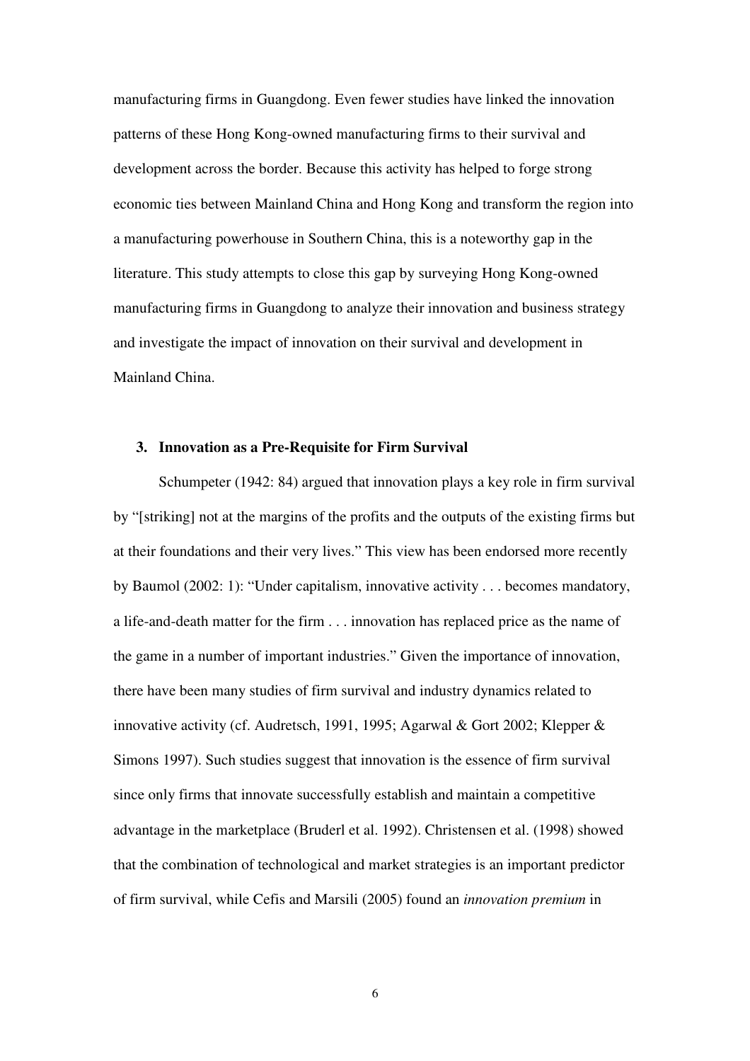manufacturing firms in Guangdong. Even fewer studies have linked the innovation patterns of these Hong Kong-owned manufacturing firms to their survival and development across the border. Because this activity has helped to forge strong economic ties between Mainland China and Hong Kong and transform the region into a manufacturing powerhouse in Southern China, this is a noteworthy gap in the literature. This study attempts to close this gap by surveying Hong Kong-owned manufacturing firms in Guangdong to analyze their innovation and business strategy and investigate the impact of innovation on their survival and development in Mainland China.

## 3. Innovation as a Pre-Requisite for Firm Survival

Schumpeter (1942: 84) argued that innovation plays a key role in firm survival by "[striking] not at the margins of the profits and the outputs of the existing firms but at their foundations and their very lives." This view has been endorsed more recently by Baumol (2002: 1): "Under capitalism, innovative activity . . . becomes mandatory, a life-and-death matter for the firm . . . innovation has replaced price as the name of the game in a number of important industries." Given the importance of innovation, there have been many studies of firm survival and industry dynamics related to innovative activity (cf. Audretsch, 1991, 1995; Agarwal & Gort 2002; Klepper & Simons 1997). Such studies suggest that innovation is the essence of firm survival since only firms that innovate successfully establish and maintain a competitive advantage in the marketplace (Bruderl et al. 1992). Christensen et al. (1998) showed that the combination of technological and market strategies is an important predictor of firm survival, while Cefis and Marsili (2005) found an *innovation premium* in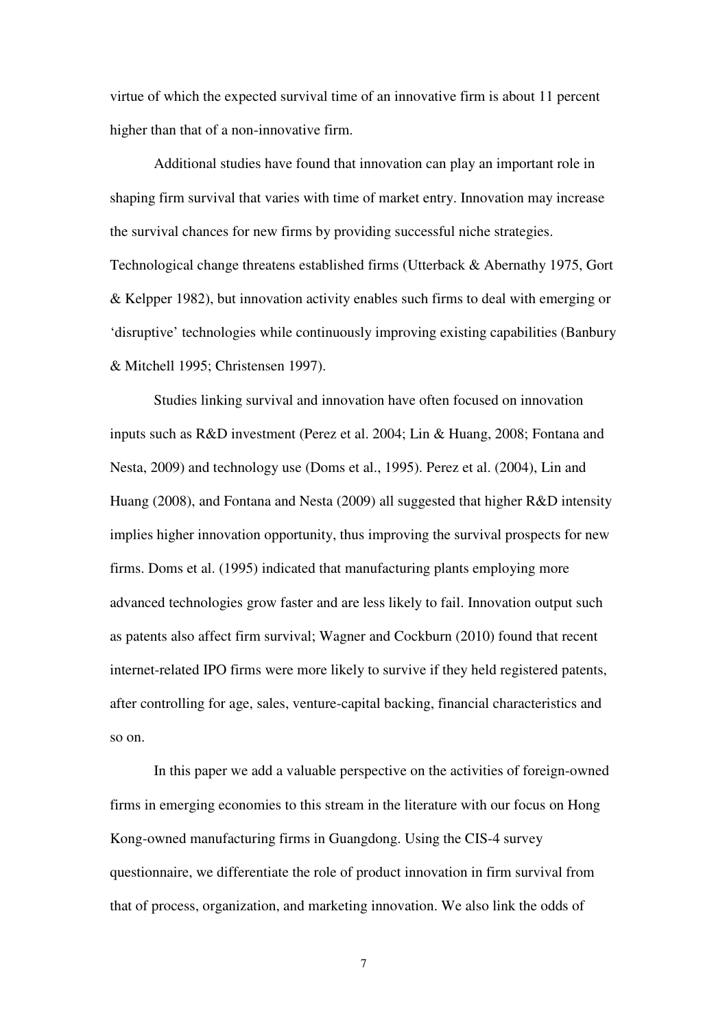virtue of which the expected survival time of an innovative firm is about 11 percent higher than that of a non-innovative firm.

Additional studies have found that innovation can play an important role in shaping firm survival that varies with time of market entry. Innovation may increase the survival chances for new firms by providing successful niche strategies. Technological change threatens established firms (Utterback & Abernathy 1975, Gort & Kelpper 1982), but innovation activity enables such firms to deal with emerging or 'disruptive' technologies while continuously improving existing capabilities (Banbury & Mitchell 1995; Christensen 1997).

Studies linking survival and innovation have often focused on innovation inputs such as R&D investment (Perez et al. 2004; Lin & Huang, 2008; Fontana and Nesta, 2009) and technology use (Doms et al., 1995). Perez et al. (2004), Lin and Huang (2008), and Fontana and Nesta (2009) all suggested that higher R&D intensity implies higher innovation opportunity, thus improving the survival prospects for new firms. Doms et al. (1995) indicated that manufacturing plants employing more advanced technologies grow faster and are less likely to fail. Innovation output such as patents also affect firm survival; Wagner and Cockburn (2010) found that recent internet-related IPO firms were more likely to survive if they held registered patents, after controlling for age, sales, venture-capital backing, financial characteristics and so on.

In this paper we add a valuable perspective on the activities of foreign-owned firms in emerging economies to this stream in the literature with our focus on Hong Kong-owned manufacturing firms in Guangdong. Using the CIS-4 survey questionnaire, we differentiate the role of product innovation in firm survival from that of process, organization, and marketing innovation. We also link the odds of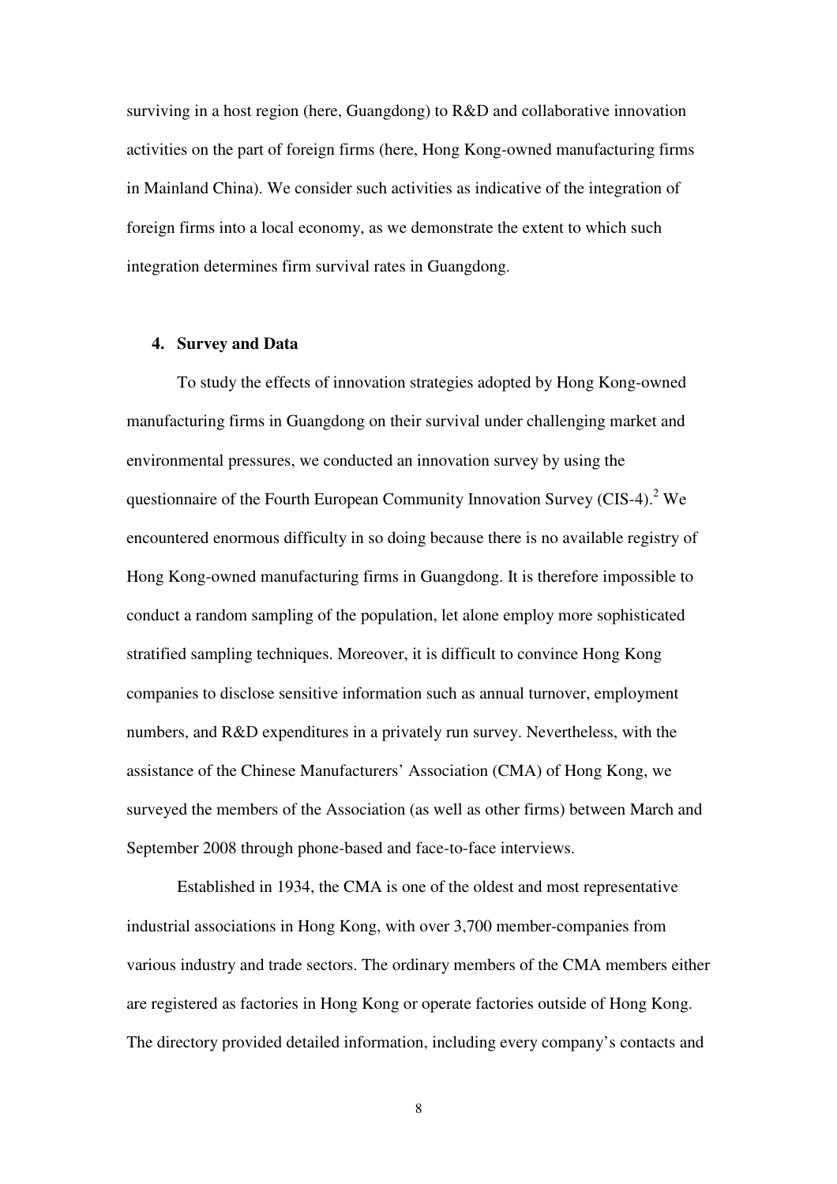surviving in a host region (here, Guangdong) to R&D and collaborative innovation activities on the part of foreign firms (here, Hong Kong-owned manufacturing firms in Mainland China). We consider such activities as indicative of the integration of foreign firms into a local economy, as we demonstrate the extent to which such integration determines firm survival rates in Guangdong.

## 4. Survey and Data

To study the effects of innovation strategies adopted by Hong Kong-owned manufacturing firms in Guangdong on their survival under challenging market and environmental pressures, we conducted an innovation survey by using the questionnaire of the Fourth European Community Innovation Survey (CIS-4).[2] We encountered enormous difficulty in so doing because there is no available registry of Hong Kong-owned manufacturing firms in Guangdong. It is therefore impossible to conduct a random sampling of the population, let alone employ more sophisticated stratified sampling techniques. Moreover, it is difficult to convince Hong Kong companies to disclose sensitive information such as annual turnover, employment numbers, and R&D expenditures in a privately run survey. Nevertheless, with the assistance of the Chinese Manufacturers' Association (CMA) of Hong Kong, we surveyed the members of the Association (as well as other firms) between March and September 2008 through phone-based and face-to-face interviews.

Established in 1934, the CMA is one of the oldest and most representative industrial associations in Hong Kong, with over 3,700 member-companies from various industry and trade sectors. The ordinary members of the CMA members either are registered as factories in Hong Kong or operate factories outside of Hong Kong. The directory provided detailed information, including every company's contacts and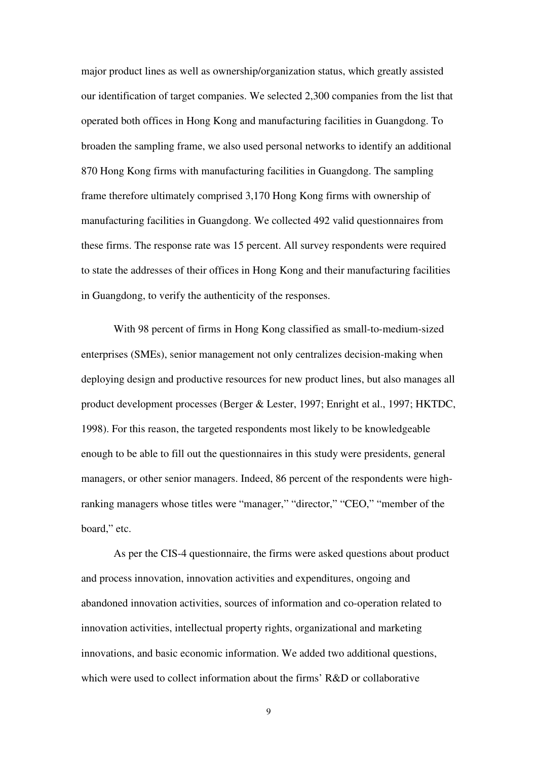major product lines as well as ownership/organization status, which greatly assisted our identification of target companies. We selected 2,300 companies from the list that operated both offices in Hong Kong and manufacturing facilities in Guangdong. To broaden the sampling frame, we also used personal networks to identify an additional 870 Hong Kong firms with manufacturing facilities in Guangdong. The sampling frame therefore ultimately comprised 3,170 Hong Kong firms with ownership of manufacturing facilities in Guangdong. We collected 492 valid questionnaires from these firms. The response rate was 15 percent. All survey respondents were required to state the addresses of their offices in Hong Kong and their manufacturing facilities in Guangdong, to verify the authenticity of the responses.

With 98 percent of firms in Hong Kong classified as small-to-medium-sized enterprises (SMEs), senior management not only centralizes decision-making when deploying design and productive resources for new product lines, but also manages all product development processes (Berger & Lester, 1997; Enright et al., 1997; HKTDC, 1998). For this reason, the targeted respondents most likely to be knowledgeable enough to be able to fill out the questionnaires in this study were presidents, general managers, or other senior managers. Indeed, 86 percent of the respondents were high-ranking managers whose titles were "manager," "director," "CEO," "member of the board," etc.

As per the CIS-4 questionnaire, the firms were asked questions about product and process innovation, innovation activities and expenditures, ongoing and abandoned innovation activities, sources of information and co-operation related to innovation activities, intellectual property rights, organizational and marketing innovations, and basic economic information. We added two additional questions, which were used to collect information about the firms' R&D or collaborative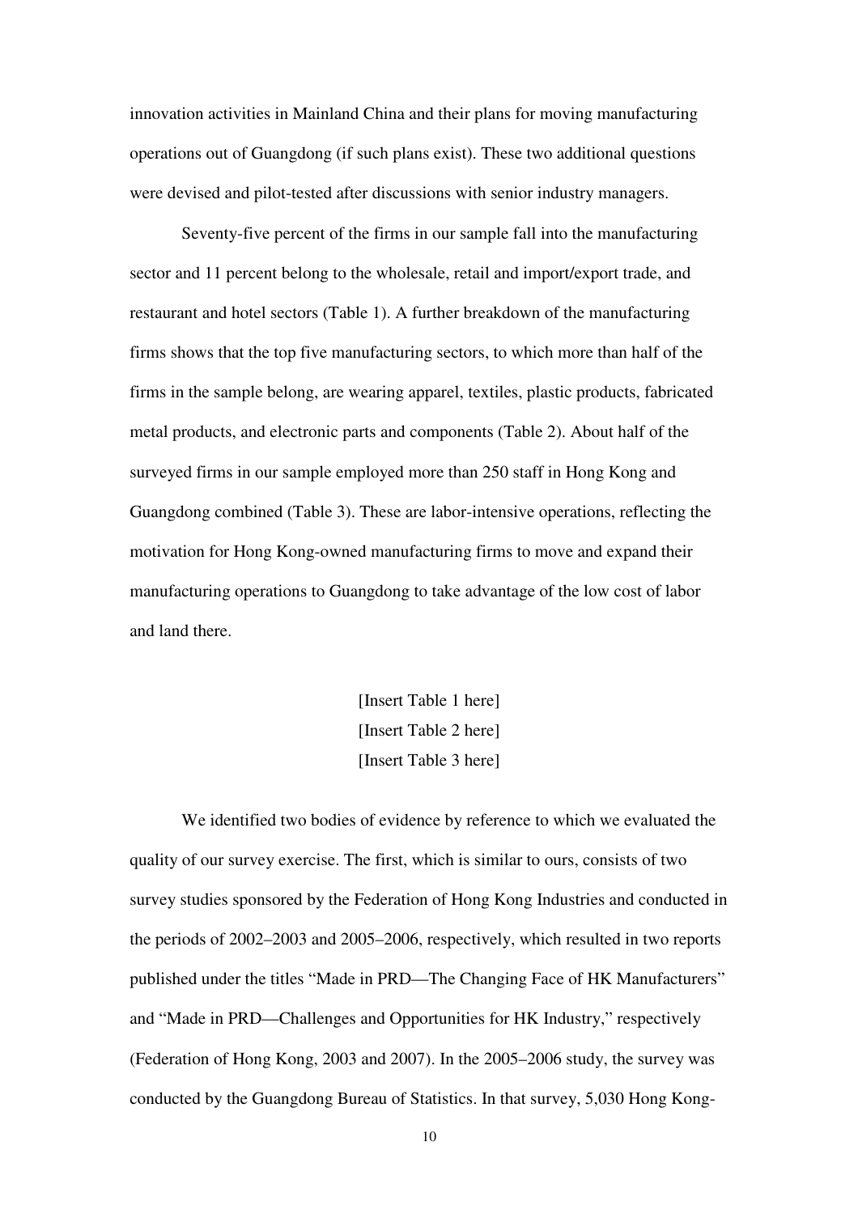innovation activities in Mainland China and their plans for moving manufacturing operations out of Guangdong (if such plans exist). These two additional questions were devised and pilot-tested after discussions with senior industry managers.

Seventy-five percent of the firms in our sample fall into the manufacturing sector and 11 percent belong to the wholesale, retail and import/export trade, and restaurant and hotel sectors (Table 1). A further breakdown of the manufacturing firms shows that the top five manufacturing sectors, to which more than half of the firms in the sample belong, are wearing apparel, textiles, plastic products, fabricated metal products, and electronic parts and components (Table 2). About half of the surveyed firms in our sample employed more than 250 staff in Hong Kong and Guangdong combined (Table 3). These are labor-intensive operations, reflecting the motivation for Hong Kong-owned manufacturing firms to move and expand their manufacturing operations to Guangdong to take advantage of the low cost of labor and land there.

[Insert Table 1 here]
[Insert Table 2 here]
[Insert Table 3 here]

We identified two bodies of evidence by reference to which we evaluated the quality of our survey exercise. The first, which is similar to ours, consists of two survey studies sponsored by the Federation of Hong Kong Industries and conducted in the periods of 2002–2003 and 2005–2006, respectively, which resulted in two reports published under the titles "Made in PRD—The Changing Face of HK Manufacturers" and "Made in PRD—Challenges and Opportunities for HK Industry," respectively (Federation of Hong Kong, 2003 and 2007). In the 2005–2006 study, the survey was conducted by the Guangdong Bureau of Statistics. In that survey, 5,030 Hong Kong-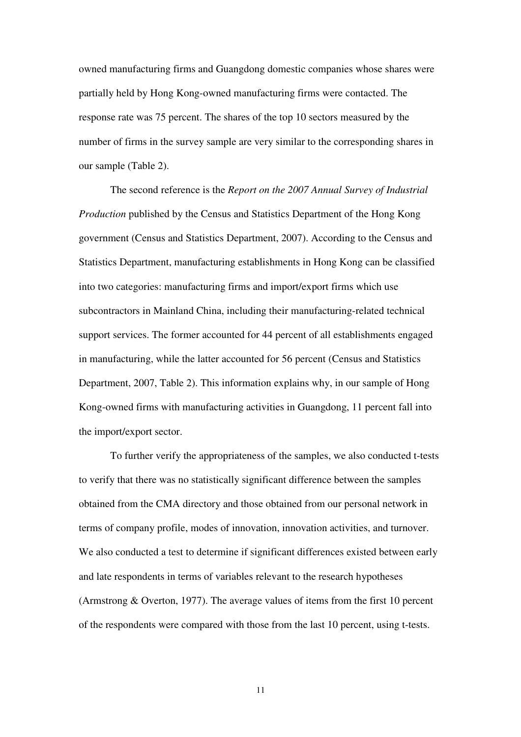owned manufacturing firms and Guangdong domestic companies whose shares were partially held by Hong Kong-owned manufacturing firms were contacted. The response rate was 75 percent. The shares of the top 10 sectors measured by the number of firms in the survey sample are very similar to the corresponding shares in our sample (Table 2).

The second reference is the *Report on the 2007 Annual Survey of Industrial Production* published by the Census and Statistics Department of the Hong Kong government (Census and Statistics Department, 2007). According to the Census and Statistics Department, manufacturing establishments in Hong Kong can be classified into two categories: manufacturing firms and import/export firms which use subcontractors in Mainland China, including their manufacturing-related technical support services. The former accounted for 44 percent of all establishments engaged in manufacturing, while the latter accounted for 56 percent (Census and Statistics Department, 2007, Table 2). This information explains why, in our sample of Hong Kong-owned firms with manufacturing activities in Guangdong, 11 percent fall into the import/export sector.

To further verify the appropriateness of the samples, we also conducted t-tests to verify that there was no statistically significant difference between the samples obtained from the CMA directory and those obtained from our personal network in terms of company profile, modes of innovation, innovation activities, and turnover. We also conducted a test to determine if significant differences existed between early and late respondents in terms of variables relevant to the research hypotheses (Armstrong & Overton, 1977). The average values of items from the first 10 percent of the respondents were compared with those from the last 10 percent, using t-tests.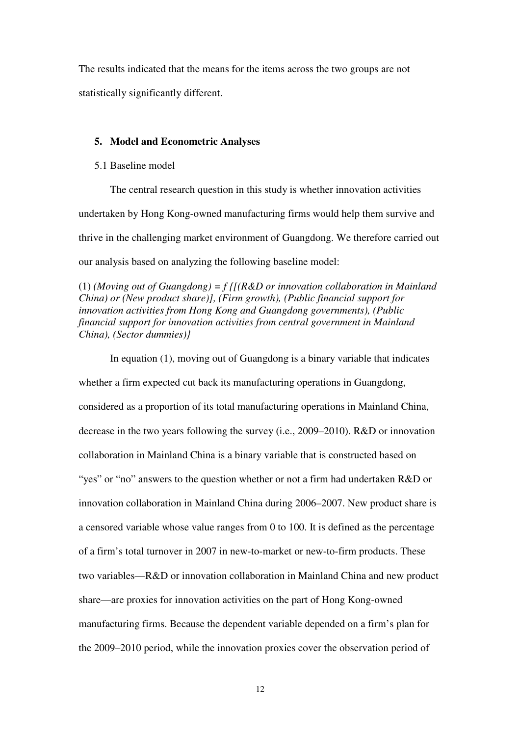The results indicated that the means for the items across the two groups are not statistically significantly different.

## 5. Model and Econometric Analyses

### 5.1 Baseline model

The central research question in this study is whether innovation activities undertaken by Hong Kong-owned manufacturing firms would help them survive and thrive in the challenging market environment of Guangdong. We therefore carried out our analysis based on analyzing the following baseline model:

(1) *(Moving out of Guangdong) = f {[(R&D or innovation collaboration in Mainland China) or (New product share)], (Firm growth), (Public financial support for innovation activities from Hong Kong and Guangdong governments), (Public financial support for innovation activities from central government in Mainland China), (Sector dummies)}*

In equation (1), moving out of Guangdong is a binary variable that indicates whether a firm expected cut back its manufacturing operations in Guangdong, considered as a proportion of its total manufacturing operations in Mainland China, decrease in the two years following the survey (i.e., 2009–2010). R&D or innovation collaboration in Mainland China is a binary variable that is constructed based on "yes" or "no" answers to the question whether or not a firm had undertaken R&D or innovation collaboration in Mainland China during 2006–2007. New product share is a censored variable whose value ranges from 0 to 100. It is defined as the percentage of a firm's total turnover in 2007 in new-to-market or new-to-firm products. These two variables—R&D or innovation collaboration in Mainland China and new product share—are proxies for innovation activities on the part of Hong Kong-owned manufacturing firms. Because the dependent variable depended on a firm's plan for the 2009–2010 period, while the innovation proxies cover the observation period of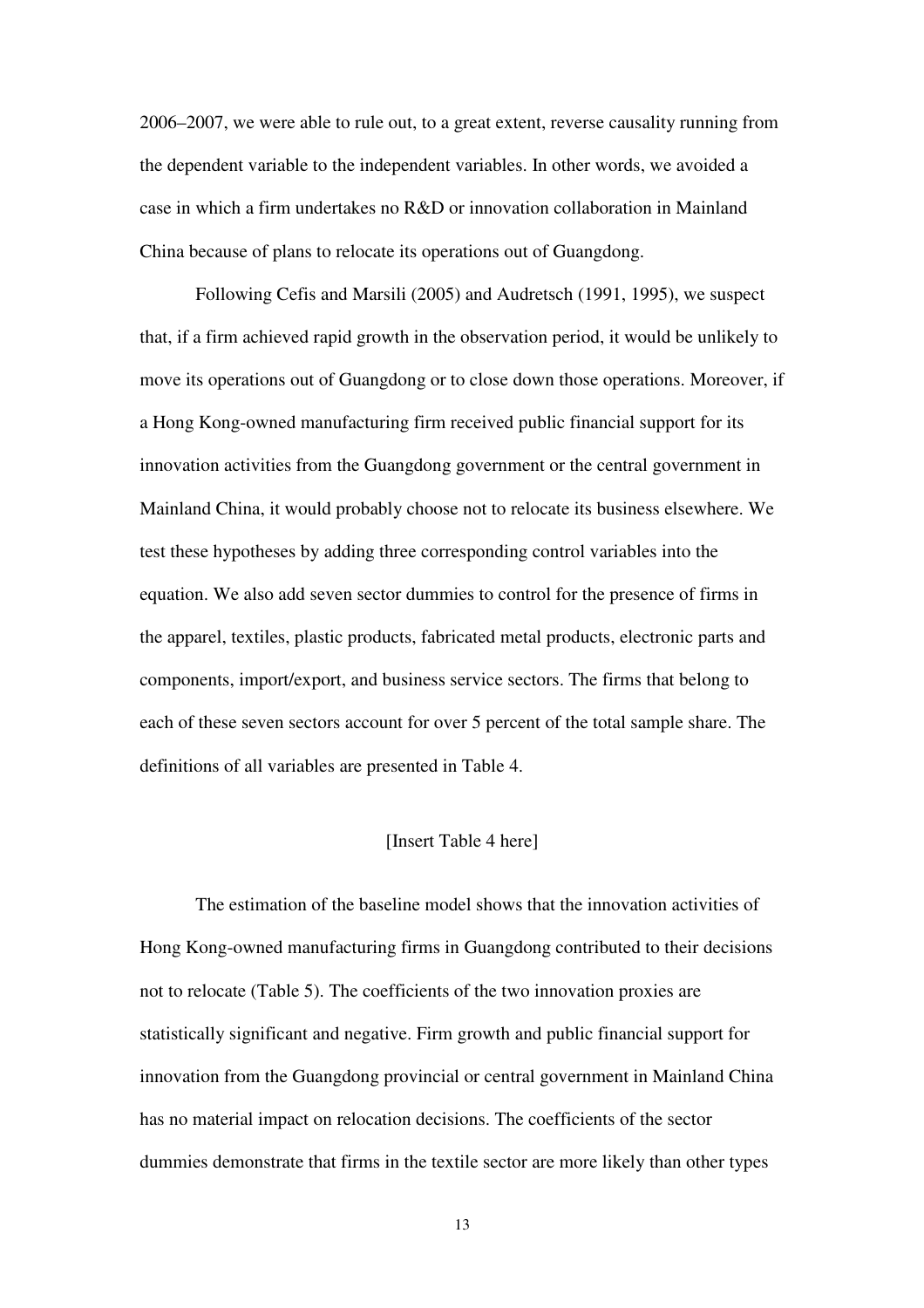2006–2007, we were able to rule out, to a great extent, reverse causality running from the dependent variable to the independent variables. In other words, we avoided a case in which a firm undertakes no R&D or innovation collaboration in Mainland China because of plans to relocate its operations out of Guangdong.

Following Cefis and Marsili (2005) and Audretsch (1991, 1995), we suspect that, if a firm achieved rapid growth in the observation period, it would be unlikely to move its operations out of Guangdong or to close down those operations. Moreover, if a Hong Kong-owned manufacturing firm received public financial support for its innovation activities from the Guangdong government or the central government in Mainland China, it would probably choose not to relocate its business elsewhere. We test these hypotheses by adding three corresponding control variables into the equation. We also add seven sector dummies to control for the presence of firms in the apparel, textiles, plastic products, fabricated metal products, electronic parts and components, import/export, and business service sectors. The firms that belong to each of these seven sectors account for over 5 percent of the total sample share. The definitions of all variables are presented in Table 4.

[Insert Table 4 here]

The estimation of the baseline model shows that the innovation activities of Hong Kong-owned manufacturing firms in Guangdong contributed to their decisions not to relocate (Table 5). The coefficients of the two innovation proxies are statistically significant and negative. Firm growth and public financial support for innovation from the Guangdong provincial or central government in Mainland China has no material impact on relocation decisions. The coefficients of the sector dummies demonstrate that firms in the textile sector are more likely than other types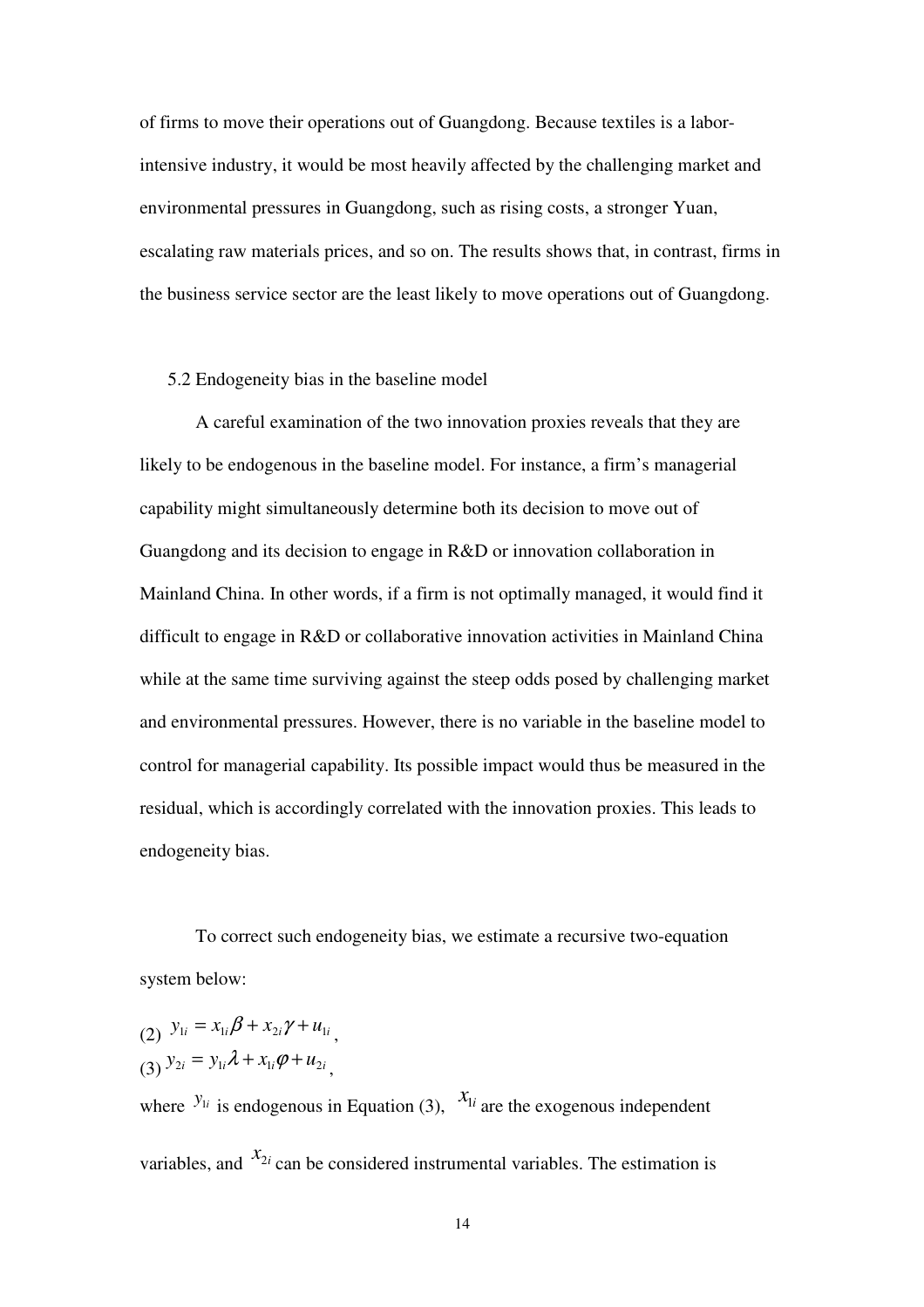of firms to move their operations out of Guangdong. Because textiles is a labor-intensive industry, it would be most heavily affected by the challenging market and environmental pressures in Guangdong, such as rising costs, a stronger Yuan, escalating raw materials prices, and so on. The results shows that, in contrast, firms in the business service sector are the least likely to move operations out of Guangdong.

### 5.2 Endogeneity bias in the baseline model

A careful examination of the two innovation proxies reveals that they are likely to be endogenous in the baseline model. For instance, a firm's managerial capability might simultaneously determine both its decision to move out of Guangdong and its decision to engage in R&D or innovation collaboration in Mainland China. In other words, if a firm is not optimally managed, it would find it difficult to engage in R&D or collaborative innovation activities in Mainland China while at the same time surviving against the steep odds posed by challenging market and environmental pressures. However, there is no variable in the baseline model to control for managerial capability. Its possible impact would thus be measured in the residual, which is accordingly correlated with the innovation proxies. This leads to endogeneity bias.

To correct such endogeneity bias, we estimate a recursive two-equation system below:

(2) $y_{1i} = x_{1i}\beta + x_{2i}\gamma + u_{1i}$,

(3) $y_{2i} = y_{1i}\lambda + x_{1i}\varphi + u_{2i}$,

where $y_{1i}$ is endogenous in Equation (3), $x_{1i}$ are the exogenous independent variables, and $x_{2i}$ can be considered instrumental variables. The estimation is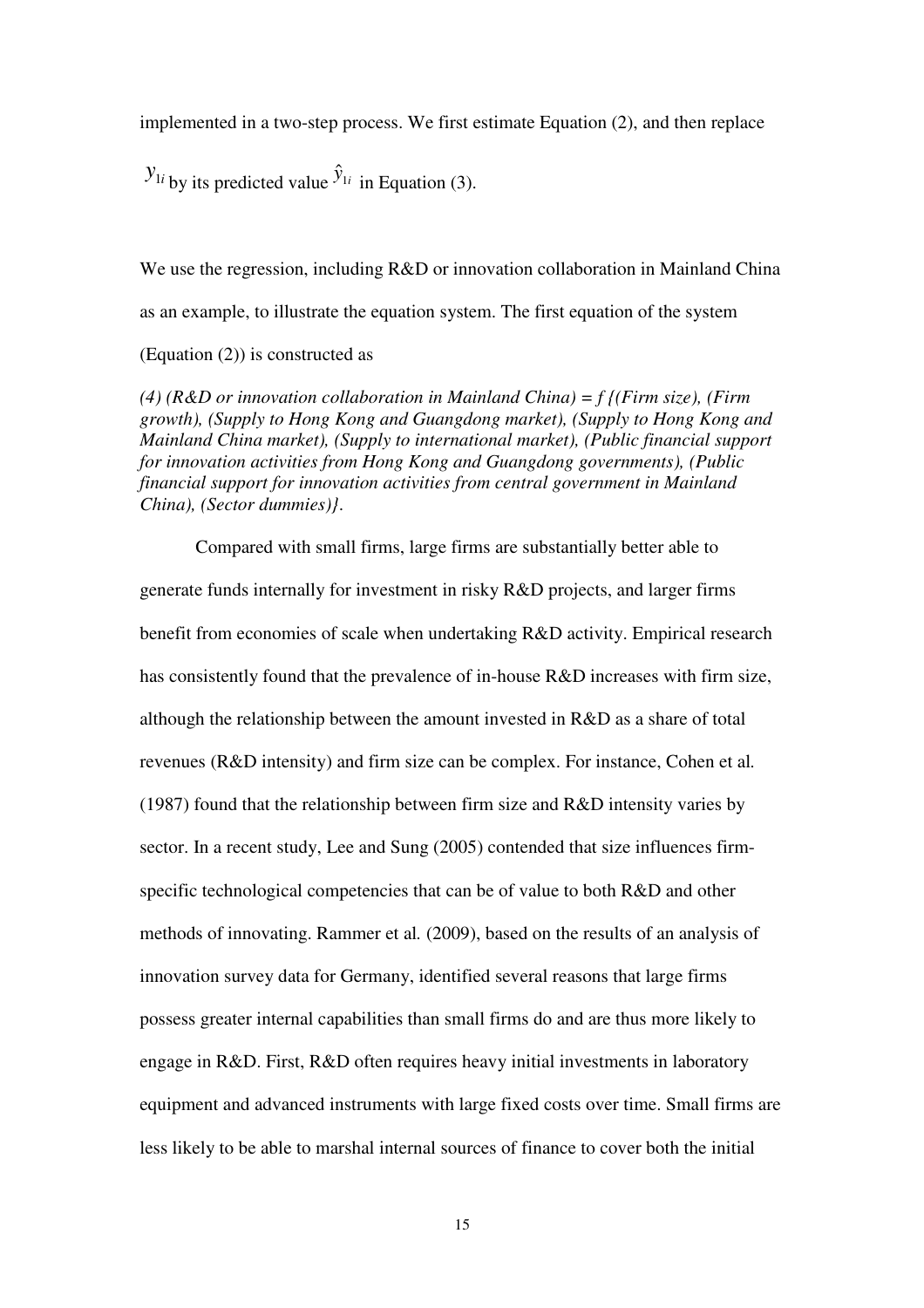implemented in a two-step process. We first estimate Equation (2), and then replace $y_{1i}$ by its predicted value $\hat{y}_{1i}$ in Equation (3).

We use the regression, including R&D or innovation collaboration in Mainland China as an example, to illustrate the equation system. The first equation of the system (Equation (2)) is constructed as

*(4) (R&D or innovation collaboration in Mainland China) = f {(Firm size), (Firm growth), (Supply to Hong Kong and Guangdong market), (Supply to Hong Kong and Mainland China market), (Supply to international market), (Public financial support for innovation activities from Hong Kong and Guangdong governments), (Public financial support for innovation activities from central government in Mainland China), (Sector dummies)}.*

Compared with small firms, large firms are substantially better able to generate funds internally for investment in risky R&D projects, and larger firms benefit from economies of scale when undertaking R&D activity. Empirical research has consistently found that the prevalence of in-house R&D increases with firm size, although the relationship between the amount invested in R&D as a share of total revenues (R&D intensity) and firm size can be complex. For instance, Cohen et al. (1987) found that the relationship between firm size and R&D intensity varies by sector. In a recent study, Lee and Sung (2005) contended that size influences firm-specific technological competencies that can be of value to both R&D and other methods of innovating. Rammer et al. (2009), based on the results of an analysis of innovation survey data for Germany, identified several reasons that large firms possess greater internal capabilities than small firms do and are thus more likely to engage in R&D. First, R&D often requires heavy initial investments in laboratory equipment and advanced instruments with large fixed costs over time. Small firms are less likely to be able to marshal internal sources of finance to cover both the initial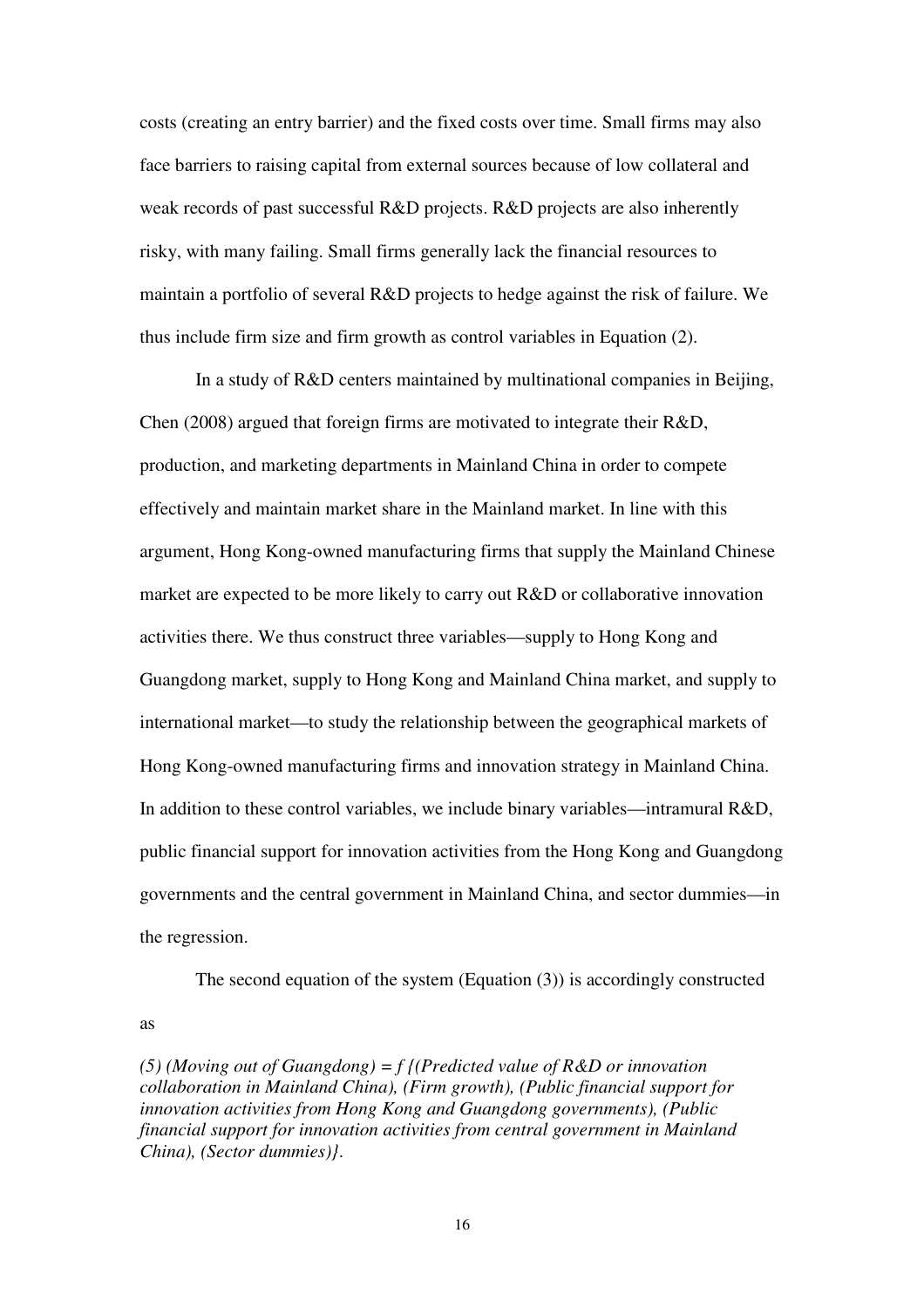costs (creating an entry barrier) and the fixed costs over time. Small firms may also face barriers to raising capital from external sources because of low collateral and weak records of past successful R&D projects. R&D projects are also inherently risky, with many failing. Small firms generally lack the financial resources to maintain a portfolio of several R&D projects to hedge against the risk of failure. We thus include firm size and firm growth as control variables in Equation (2).

In a study of R&D centers maintained by multinational companies in Beijing, Chen (2008) argued that foreign firms are motivated to integrate their R&D, production, and marketing departments in Mainland China in order to compete effectively and maintain market share in the Mainland market. In line with this argument, Hong Kong-owned manufacturing firms that supply the Mainland Chinese market are expected to be more likely to carry out R&D or collaborative innovation activities there. We thus construct three variables—supply to Hong Kong and Guangdong market, supply to Hong Kong and Mainland China market, and supply to international market—to study the relationship between the geographical markets of Hong Kong-owned manufacturing firms and innovation strategy in Mainland China. In addition to these control variables, we include binary variables—intramural R&D, public financial support for innovation activities from the Hong Kong and Guangdong governments and the central government in Mainland China, and sector dummies—in the regression.

The second equation of the system (Equation (3)) is accordingly constructed as

*(5) (Moving out of Guangdong) = f {(Predicted value of R&D or innovation collaboration in Mainland China), (Firm growth), (Public financial support for innovation activities from Hong Kong and Guangdong governments), (Public financial support for innovation activities from central government in Mainland China), (Sector dummies)}.*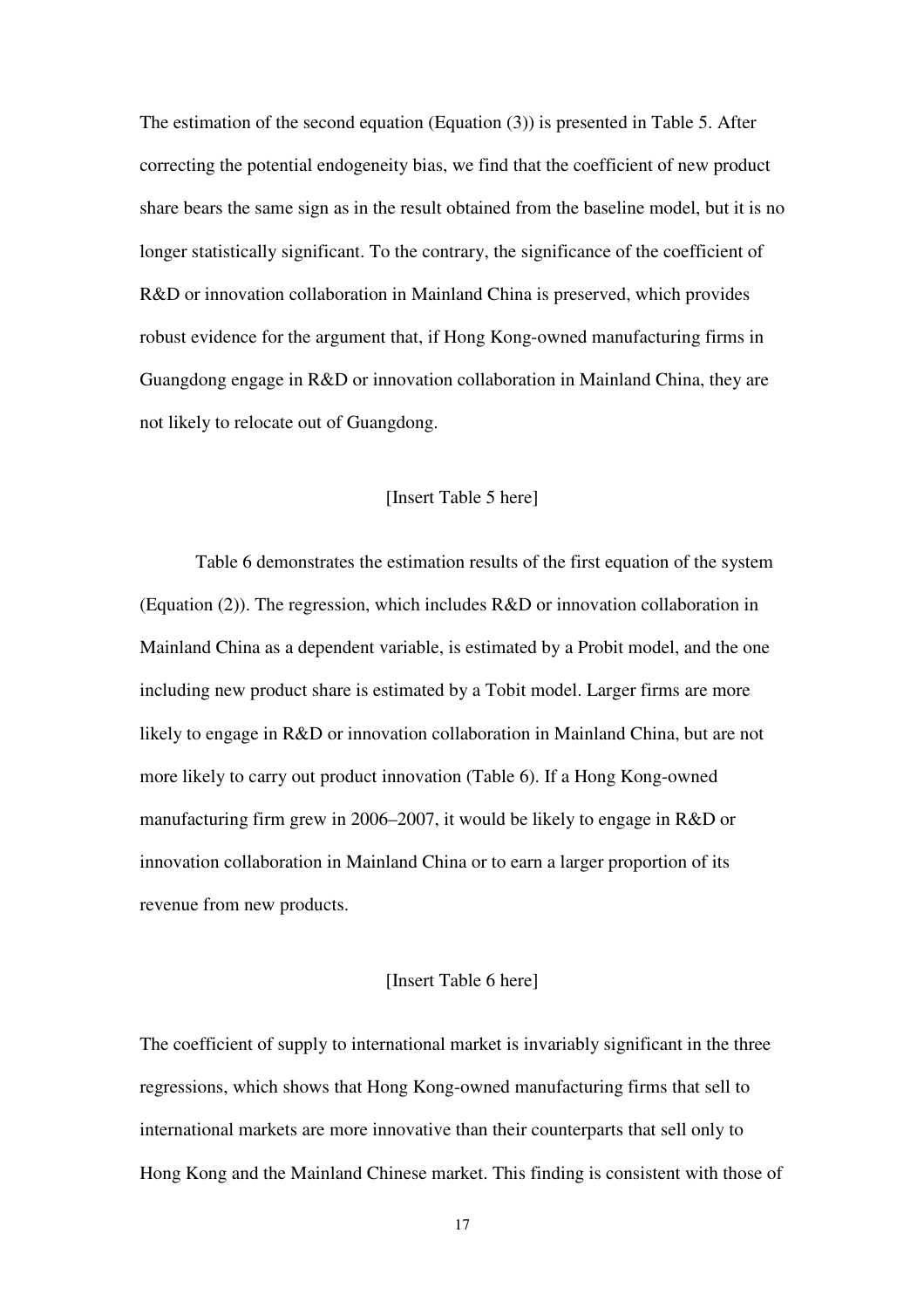The estimation of the second equation (Equation (3)) is presented in Table 5. After correcting the potential endogeneity bias, we find that the coefficient of new product share bears the same sign as in the result obtained from the baseline model, but it is no longer statistically significant. To the contrary, the significance of the coefficient of R&D or innovation collaboration in Mainland China is preserved, which provides robust evidence for the argument that, if Hong Kong-owned manufacturing firms in Guangdong engage in R&D or innovation collaboration in Mainland China, they are not likely to relocate out of Guangdong.

[Insert Table 5 here]

Table 6 demonstrates the estimation results of the first equation of the system (Equation (2)). The regression, which includes R&D or innovation collaboration in Mainland China as a dependent variable, is estimated by a Probit model, and the one including new product share is estimated by a Tobit model. Larger firms are more likely to engage in R&D or innovation collaboration in Mainland China, but are not more likely to carry out product innovation (Table 6). If a Hong Kong-owned manufacturing firm grew in 2006–2007, it would be likely to engage in R&D or innovation collaboration in Mainland China or to earn a larger proportion of its revenue from new products.

[Insert Table 6 here]

The coefficient of supply to international market is invariably significant in the three regressions, which shows that Hong Kong-owned manufacturing firms that sell to international markets are more innovative than their counterparts that sell only to Hong Kong and the Mainland Chinese market. This finding is consistent with those of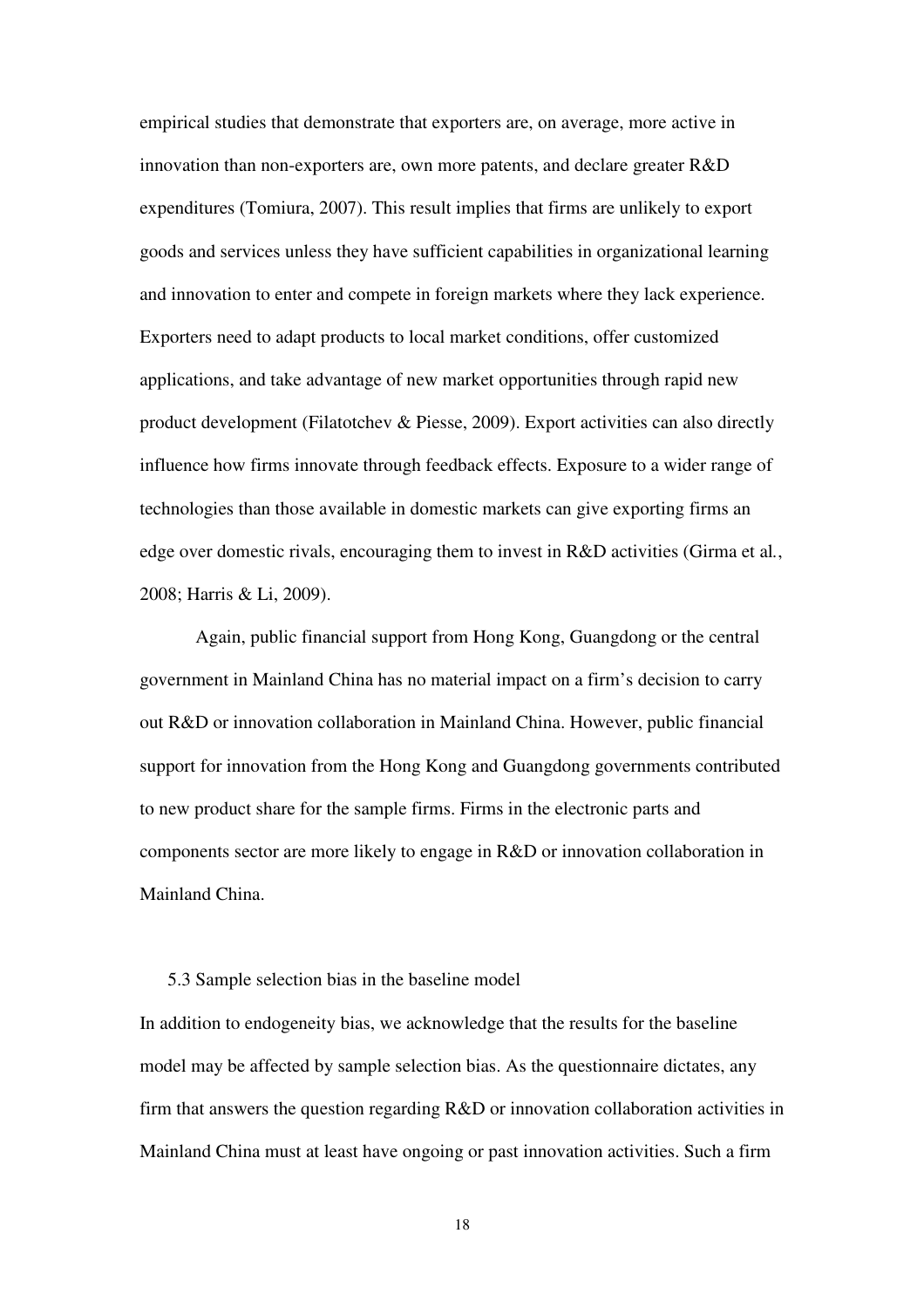empirical studies that demonstrate that exporters are, on average, more active in innovation than non-exporters are, own more patents, and declare greater R&D expenditures (Tomiura, 2007). This result implies that firms are unlikely to export goods and services unless they have sufficient capabilities in organizational learning and innovation to enter and compete in foreign markets where they lack experience. Exporters need to adapt products to local market conditions, offer customized applications, and take advantage of new market opportunities through rapid new product development (Filatotchev & Piesse, 2009). Export activities can also directly influence how firms innovate through feedback effects. Exposure to a wider range of technologies than those available in domestic markets can give exporting firms an edge over domestic rivals, encouraging them to invest in R&D activities (Girma et al., 2008; Harris & Li, 2009).

Again, public financial support from Hong Kong, Guangdong or the central government in Mainland China has no material impact on a firm's decision to carry out R&D or innovation collaboration in Mainland China. However, public financial support for innovation from the Hong Kong and Guangdong governments contributed to new product share for the sample firms. Firms in the electronic parts and components sector are more likely to engage in R&D or innovation collaboration in Mainland China.

### 5.3 Sample selection bias in the baseline model

In addition to endogeneity bias, we acknowledge that the results for the baseline model may be affected by sample selection bias. As the questionnaire dictates, any firm that answers the question regarding R&D or innovation collaboration activities in Mainland China must at least have ongoing or past innovation activities. Such a firm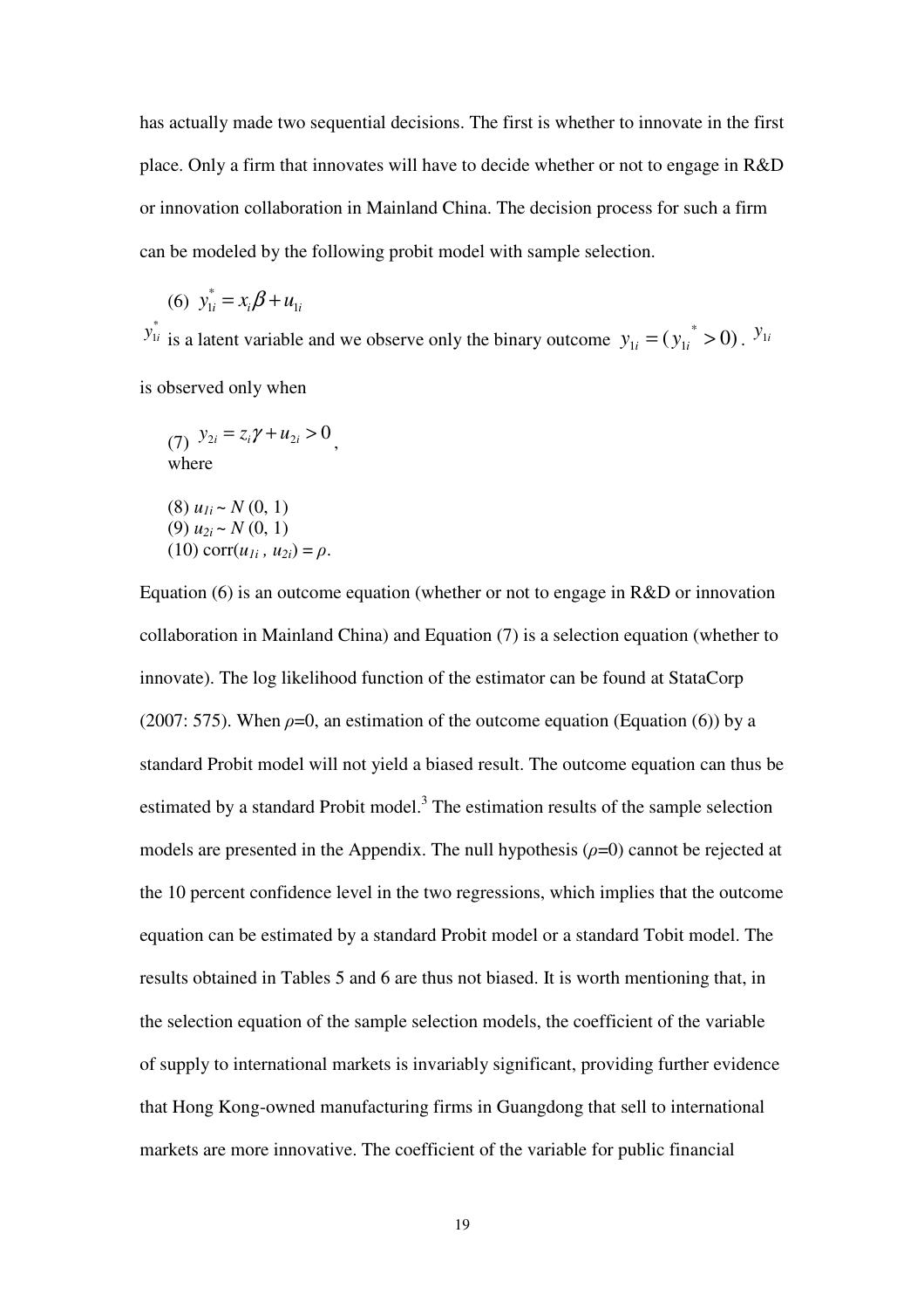has actually made two sequential decisions. The first is whether to innovate in the first place. Only a firm that innovates will have to decide whether or not to engage in R&D or innovation collaboration in Mainland China. The decision process for such a firm can be modeled by the following probit model with sample selection.

(6) $y_{1i}^{*} = x_i \beta + u_{1i}$

$y_{1i}^{*}$ is a latent variable and we observe only the binary outcome $y_{1i} = (y_{1i}^{*} > 0)$. $y_{1i}$ is observed only when

(7) $y_{2i} = z_i \gamma + u_{2i} > 0$,

where

(8) $u_{1i} \sim N(0, 1)$

(9) $u_{2i} \sim N(0, 1)$

(10) $\text{corr}(u_{1i}, u_{2i}) = \rho$.

Equation (6) is an outcome equation (whether or not to engage in R&D or innovation collaboration in Mainland China) and Equation (7) is a selection equation (whether to innovate). The log likelihood function of the estimator can be found at StataCorp (2007: 575). When $\rho$=0, an estimation of the outcome equation (Equation (6)) by a standard Probit model will not yield a biased result. The outcome equation can thus be estimated by a standard Probit model.[3] The estimation results of the sample selection models are presented in the Appendix. The null hypothesis ($\rho$=0) cannot be rejected at the 10 percent confidence level in the two regressions, which implies that the outcome equation can be estimated by a standard Probit model or a standard Tobit model. The results obtained in Tables 5 and 6 are thus not biased. It is worth mentioning that, in the selection equation of the sample selection models, the coefficient of the variable of supply to international markets is invariably significant, providing further evidence that Hong Kong-owned manufacturing firms in Guangdong that sell to international markets are more innovative. The coefficient of the variable for public financial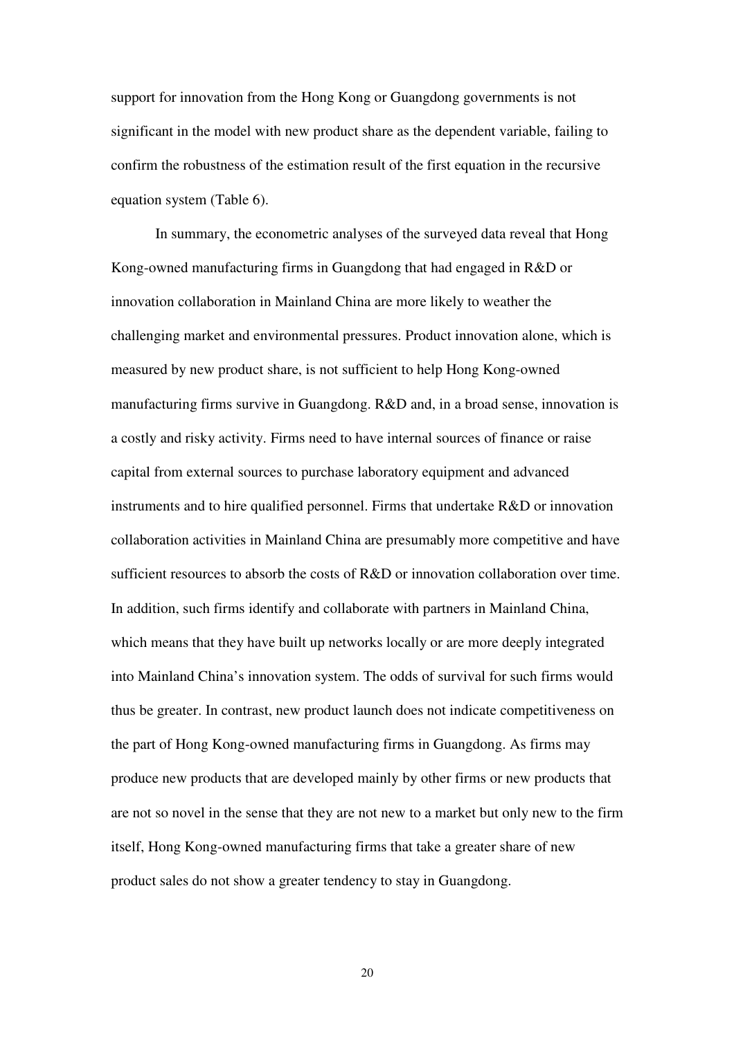support for innovation from the Hong Kong or Guangdong governments is not significant in the model with new product share as the dependent variable, failing to confirm the robustness of the estimation result of the first equation in the recursive equation system (Table 6).

In summary, the econometric analyses of the surveyed data reveal that Hong Kong-owned manufacturing firms in Guangdong that had engaged in R&D or innovation collaboration in Mainland China are more likely to weather the challenging market and environmental pressures. Product innovation alone, which is measured by new product share, is not sufficient to help Hong Kong-owned manufacturing firms survive in Guangdong. R&D and, in a broad sense, innovation is a costly and risky activity. Firms need to have internal sources of finance or raise capital from external sources to purchase laboratory equipment and advanced instruments and to hire qualified personnel. Firms that undertake R&D or innovation collaboration activities in Mainland China are presumably more competitive and have sufficient resources to absorb the costs of R&D or innovation collaboration over time. In addition, such firms identify and collaborate with partners in Mainland China, which means that they have built up networks locally or are more deeply integrated into Mainland China's innovation system. The odds of survival for such firms would thus be greater. In contrast, new product launch does not indicate competitiveness on the part of Hong Kong-owned manufacturing firms in Guangdong. As firms may produce new products that are developed mainly by other firms or new products that are not so novel in the sense that they are not new to a market but only new to the firm itself, Hong Kong-owned manufacturing firms that take a greater share of new product sales do not show a greater tendency to stay in Guangdong.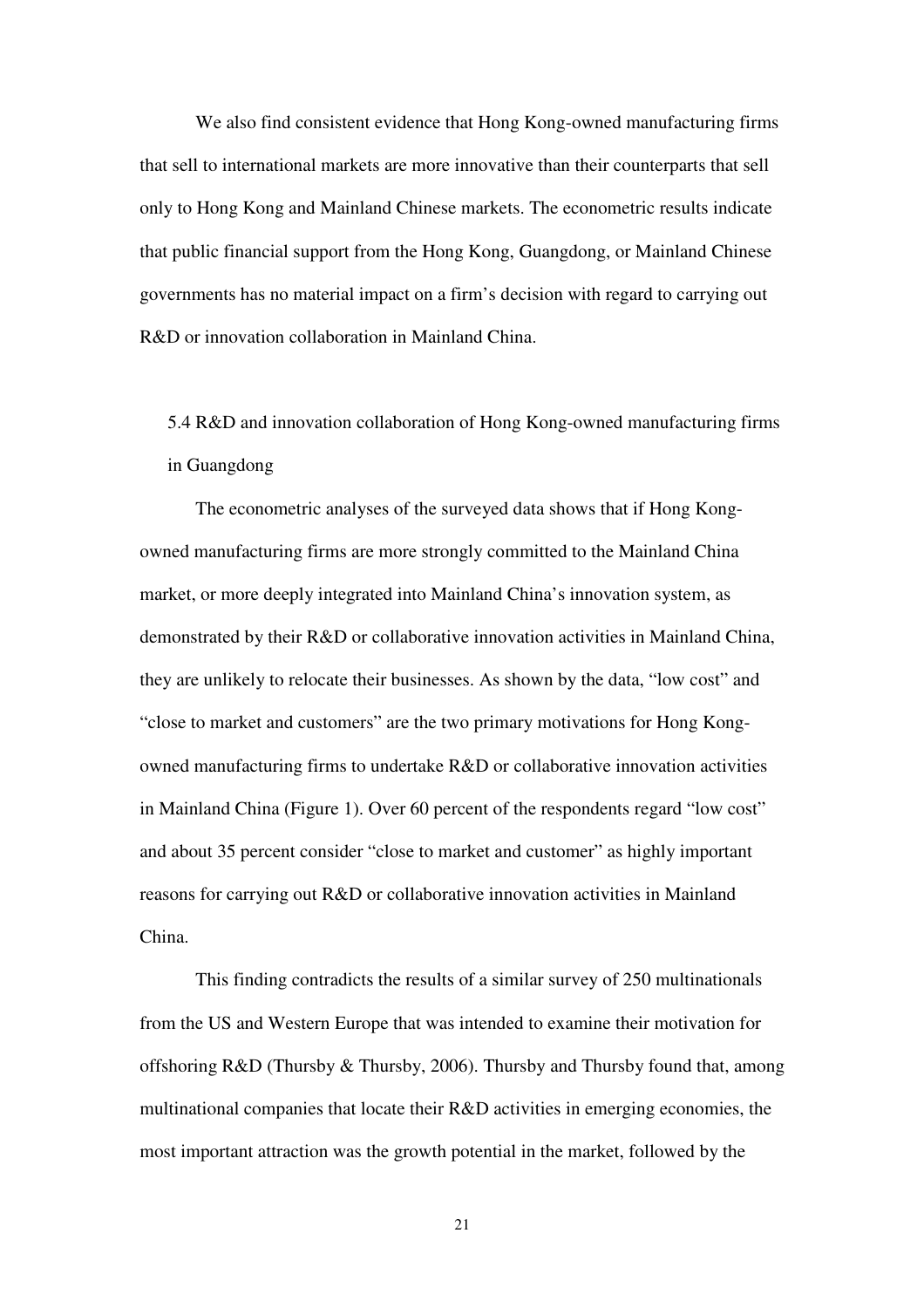We also find consistent evidence that Hong Kong-owned manufacturing firms that sell to international markets are more innovative than their counterparts that sell only to Hong Kong and Mainland Chinese markets. The econometric results indicate that public financial support from the Hong Kong, Guangdong, or Mainland Chinese governments has no material impact on a firm's decision with regard to carrying out R&D or innovation collaboration in Mainland China.

### 5.4 R&D and innovation collaboration of Hong Kong-owned manufacturing firms in Guangdong

The econometric analyses of the surveyed data shows that if Hong Kong-owned manufacturing firms are more strongly committed to the Mainland China market, or more deeply integrated into Mainland China's innovation system, as demonstrated by their R&D or collaborative innovation activities in Mainland China, they are unlikely to relocate their businesses. As shown by the data, "low cost" and "close to market and customers" are the two primary motivations for Hong Kong-owned manufacturing firms to undertake R&D or collaborative innovation activities in Mainland China (Figure 1). Over 60 percent of the respondents regard "low cost" and about 35 percent consider "close to market and customer" as highly important reasons for carrying out R&D or collaborative innovation activities in Mainland China.

This finding contradicts the results of a similar survey of 250 multinationals from the US and Western Europe that was intended to examine their motivation for offshoring R&D (Thursby & Thursby, 2006). Thursby and Thursby found that, among multinational companies that locate their R&D activities in emerging economies, the most important attraction was the growth potential in the market, followed by the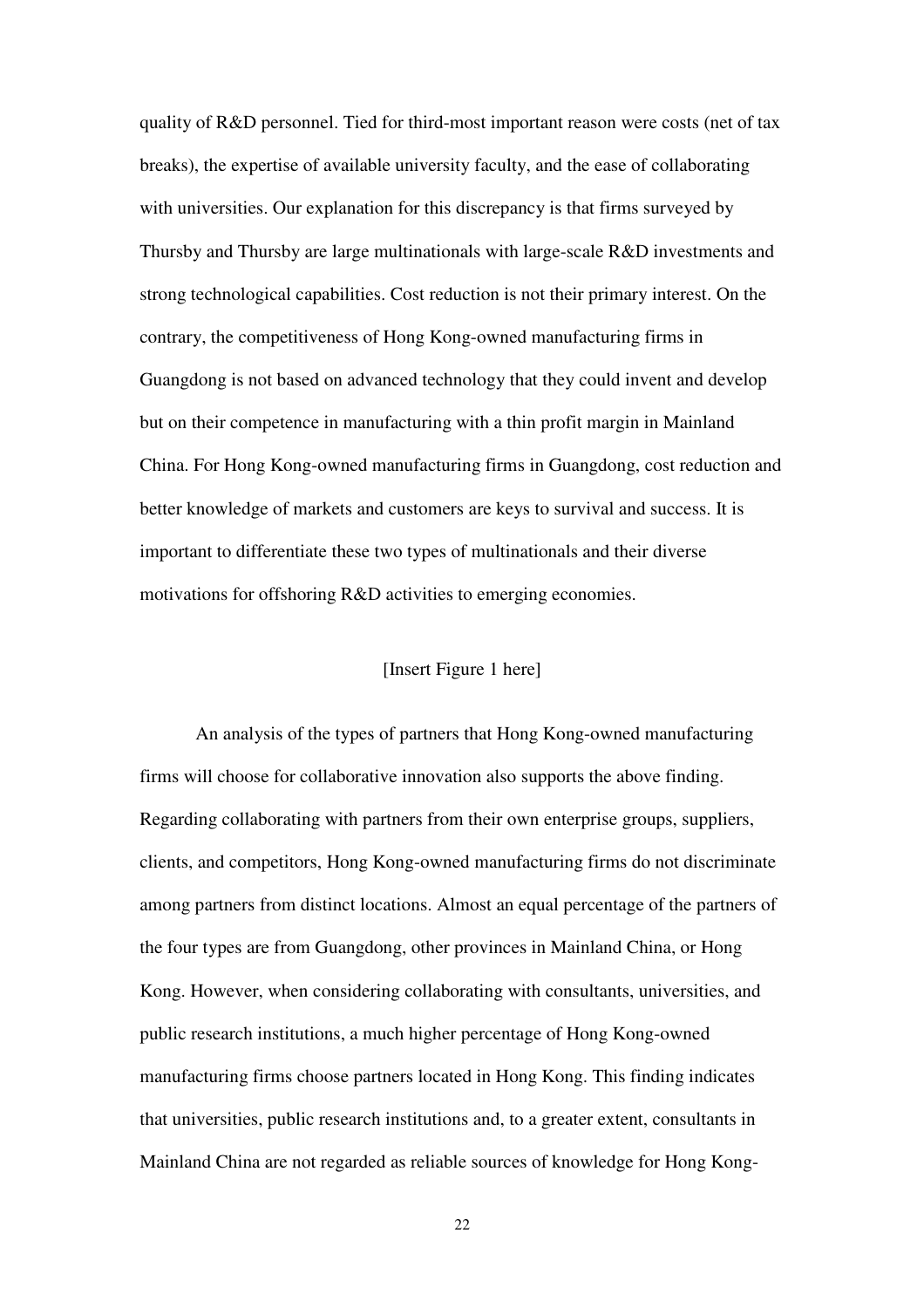quality of R&D personnel. Tied for third-most important reason were costs (net of tax breaks), the expertise of available university faculty, and the ease of collaborating with universities. Our explanation for this discrepancy is that firms surveyed by Thursby and Thursby are large multinationals with large-scale R&D investments and strong technological capabilities. Cost reduction is not their primary interest. On the contrary, the competitiveness of Hong Kong-owned manufacturing firms in Guangdong is not based on advanced technology that they could invent and develop but on their competence in manufacturing with a thin profit margin in Mainland China. For Hong Kong-owned manufacturing firms in Guangdong, cost reduction and better knowledge of markets and customers are keys to survival and success. It is important to differentiate these two types of multinationals and their diverse motivations for offshoring R&D activities to emerging economies.

[Insert Figure 1 here]

An analysis of the types of partners that Hong Kong-owned manufacturing firms will choose for collaborative innovation also supports the above finding. Regarding collaborating with partners from their own enterprise groups, suppliers, clients, and competitors, Hong Kong-owned manufacturing firms do not discriminate among partners from distinct locations. Almost an equal percentage of the partners of the four types are from Guangdong, other provinces in Mainland China, or Hong Kong. However, when considering collaborating with consultants, universities, and public research institutions, a much higher percentage of Hong Kong-owned manufacturing firms choose partners located in Hong Kong. This finding indicates that universities, public research institutions and, to a greater extent, consultants in Mainland China are not regarded as reliable sources of knowledge for Hong Kong-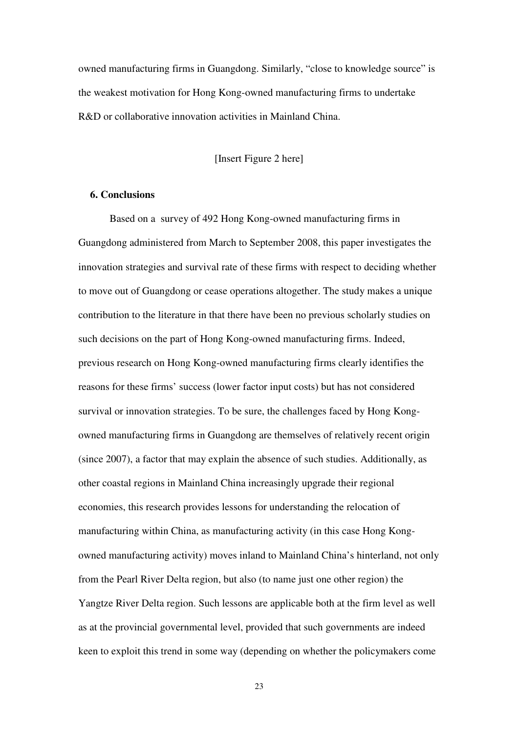owned manufacturing firms in Guangdong. Similarly, "close to knowledge source" is the weakest motivation for Hong Kong-owned manufacturing firms to undertake R&D or collaborative innovation activities in Mainland China.

[Insert Figure 2 here]

## 6. Conclusions

Based on a survey of 492 Hong Kong-owned manufacturing firms in Guangdong administered from March to September 2008, this paper investigates the innovation strategies and survival rate of these firms with respect to deciding whether to move out of Guangdong or cease operations altogether. The study makes a unique contribution to the literature in that there have been no previous scholarly studies on such decisions on the part of Hong Kong-owned manufacturing firms. Indeed, previous research on Hong Kong-owned manufacturing firms clearly identifies the reasons for these firms' success (lower factor input costs) but has not considered survival or innovation strategies. To be sure, the challenges faced by Hong Kong-owned manufacturing firms in Guangdong are themselves of relatively recent origin (since 2007), a factor that may explain the absence of such studies. Additionally, as other coastal regions in Mainland China increasingly upgrade their regional economies, this research provides lessons for understanding the relocation of manufacturing within China, as manufacturing activity (in this case Hong Kong-owned manufacturing activity) moves inland to Mainland China's hinterland, not only from the Pearl River Delta region, but also (to name just one other region) the Yangtze River Delta region. Such lessons are applicable both at the firm level as well as at the provincial governmental level, provided that such governments are indeed keen to exploit this trend in some way (depending on whether the policymakers come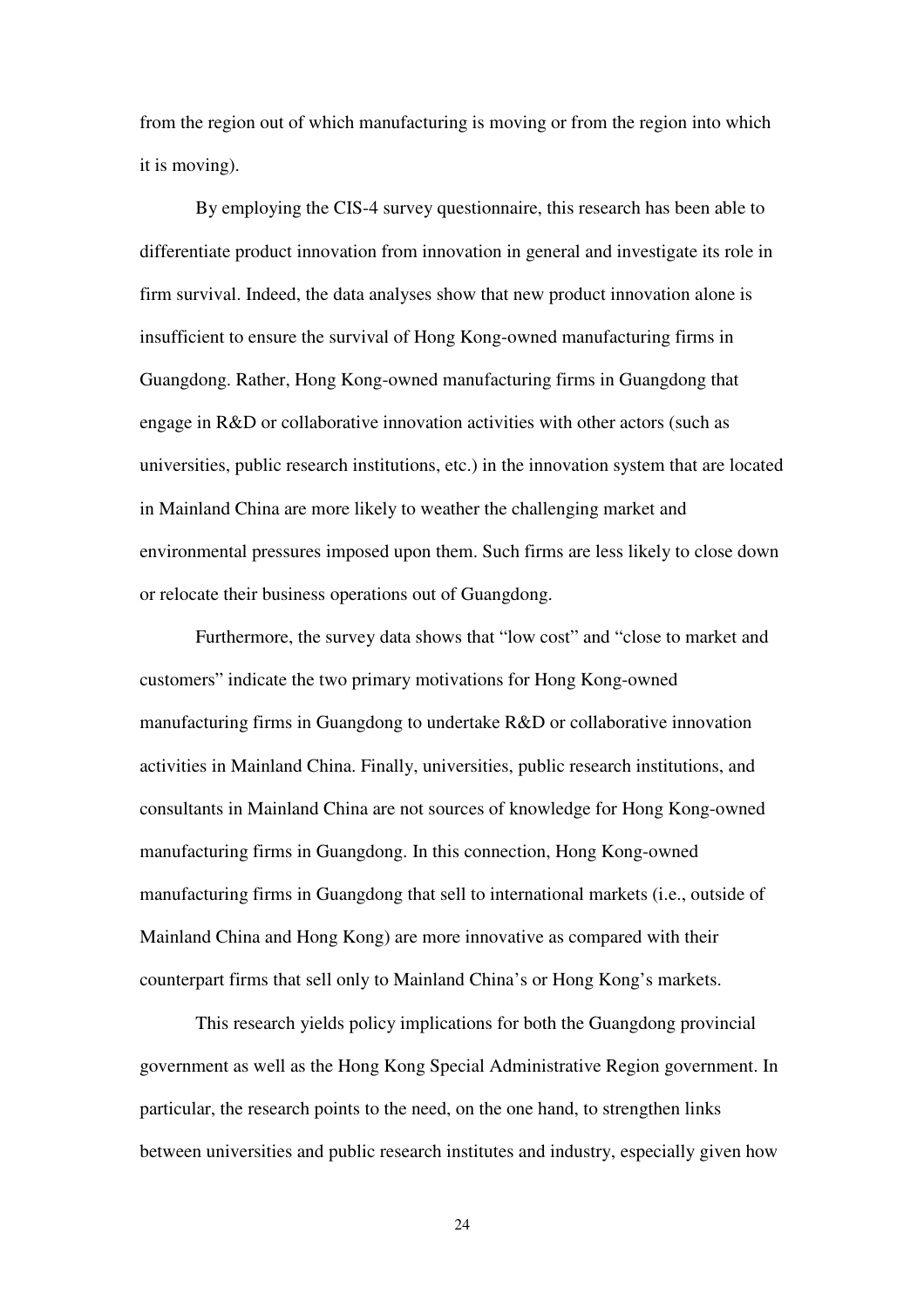from the region out of which manufacturing is moving or from the region into which it is moving).

By employing the CIS-4 survey questionnaire, this research has been able to differentiate product innovation from innovation in general and investigate its role in firm survival. Indeed, the data analyses show that new product innovation alone is insufficient to ensure the survival of Hong Kong-owned manufacturing firms in Guangdong. Rather, Hong Kong-owned manufacturing firms in Guangdong that engage in R&D or collaborative innovation activities with other actors (such as universities, public research institutions, etc.) in the innovation system that are located in Mainland China are more likely to weather the challenging market and environmental pressures imposed upon them. Such firms are less likely to close down or relocate their business operations out of Guangdong.

Furthermore, the survey data shows that "low cost" and "close to market and customers" indicate the two primary motivations for Hong Kong-owned manufacturing firms in Guangdong to undertake R&D or collaborative innovation activities in Mainland China. Finally, universities, public research institutions, and consultants in Mainland China are not sources of knowledge for Hong Kong-owned manufacturing firms in Guangdong. In this connection, Hong Kong-owned manufacturing firms in Guangdong that sell to international markets (i.e., outside of Mainland China and Hong Kong) are more innovative as compared with their counterpart firms that sell only to Mainland China's or Hong Kong's markets.

This research yields policy implications for both the Guangdong provincial government as well as the Hong Kong Special Administrative Region government. In particular, the research points to the need, on the one hand, to strengthen links between universities and public research institutes and industry, especially given how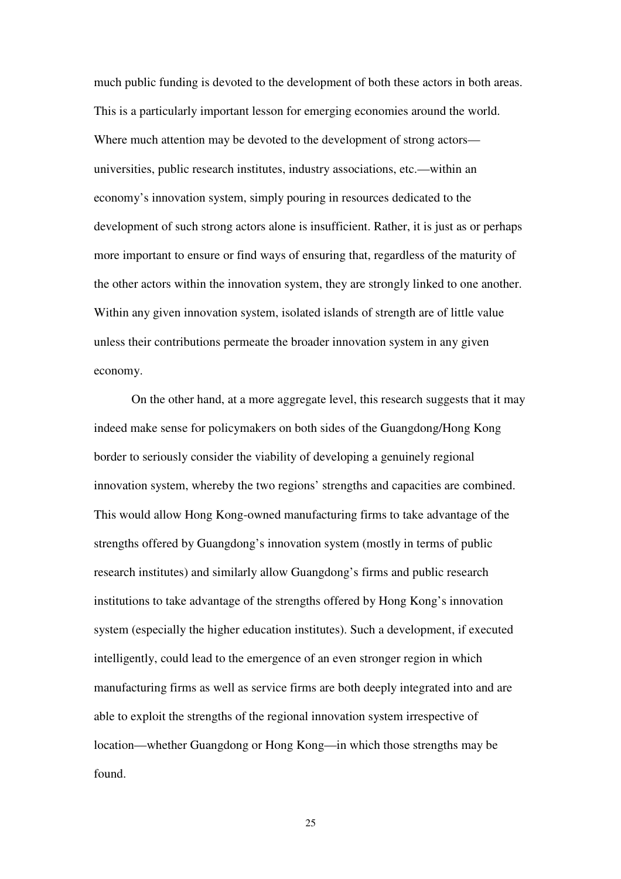much public funding is devoted to the development of both these actors in both areas. This is a particularly important lesson for emerging economies around the world. Where much attention may be devoted to the development of strong actors—universities, public research institutes, industry associations, etc.—within an economy's innovation system, simply pouring in resources dedicated to the development of such strong actors alone is insufficient. Rather, it is just as or perhaps more important to ensure or find ways of ensuring that, regardless of the maturity of the other actors within the innovation system, they are strongly linked to one another. Within any given innovation system, isolated islands of strength are of little value unless their contributions permeate the broader innovation system in any given economy.

On the other hand, at a more aggregate level, this research suggests that it may indeed make sense for policymakers on both sides of the Guangdong/Hong Kong border to seriously consider the viability of developing a genuinely regional innovation system, whereby the two regions' strengths and capacities are combined. This would allow Hong Kong-owned manufacturing firms to take advantage of the strengths offered by Guangdong's innovation system (mostly in terms of public research institutes) and similarly allow Guangdong's firms and public research institutions to take advantage of the strengths offered by Hong Kong's innovation system (especially the higher education institutes). Such a development, if executed intelligently, could lead to the emergence of an even stronger region in which manufacturing firms as well as service firms are both deeply integrated into and are able to exploit the strengths of the regional innovation system irrespective of location—whether Guangdong or Hong Kong—in which those strengths may be found.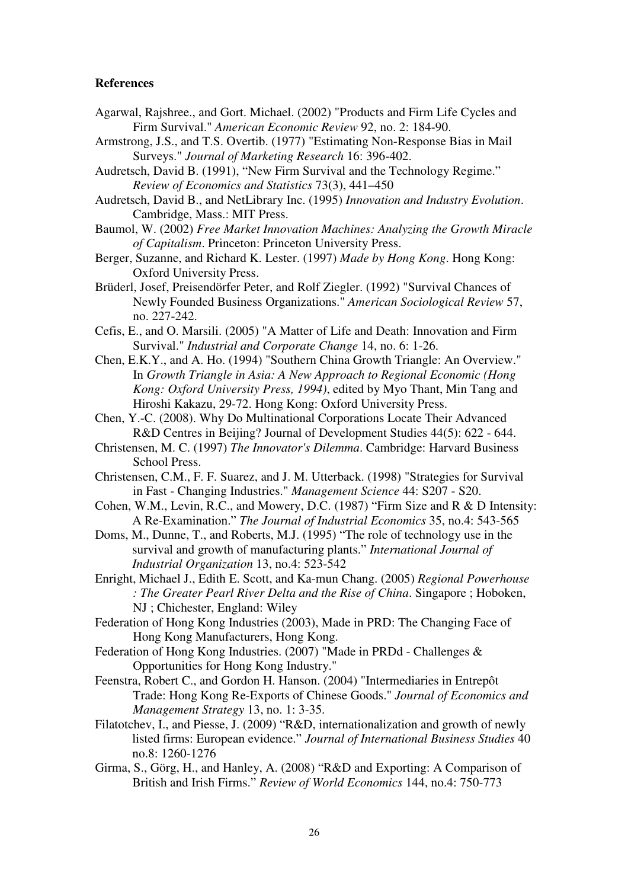**References**

Agarwal, Rajshree., and Gort. Michael. (2002) "Products and Firm Life Cycles and Firm Survival." *American Economic Review* 92, no. 2: 184-90.

Armstrong, J.S., and T.S. Overtib. (1977) "Estimating Non-Response Bias in Mail Surveys." *Journal of Marketing Research* 16: 396-402.

Audretsch, David B. (1991), "New Firm Survival and the Technology Regime." *Review of Economics and Statistics* 73(3), 441–450

Audretsch, David B., and NetLibrary Inc. (1995) *Innovation and Industry Evolution*. Cambridge, Mass.: MIT Press.

Baumol, W. (2002) *Free Market Innovation Machines: Analyzing the Growth Miracle of Capitalism*. Princeton: Princeton University Press.

Berger, Suzanne, and Richard K. Lester. (1997) *Made by Hong Kong*. Hong Kong: Oxford University Press.

Brüderl, Josef, Preisendörfer Peter, and Rolf Ziegler. (1992) "Survival Chances of Newly Founded Business Organizations." *American Sociological Review* 57, no. 227-242.

Cefis, E., and O. Marsili. (2005) "A Matter of Life and Death: Innovation and Firm Survival." *Industrial and Corporate Change* 14, no. 6: 1-26.

Chen, E.K.Y., and A. Ho. (1994) "Southern China Growth Triangle: An Overview." In *Growth Triangle in Asia: A New Approach to Regional Economic (Hong Kong: Oxford University Press, 1994)*, edited by Myo Thant, Min Tang and Hiroshi Kakazu, 29-72. Hong Kong: Oxford University Press.

Chen, Y.-C. (2008). Why Do Multinational Corporations Locate Their Advanced R&D Centres in Beijing? Journal of Development Studies 44(5): 622 - 644.

Christensen, M. C. (1997) *The Innovator's Dilemma*. Cambridge: Harvard Business School Press.

Christensen, C.M., F. F. Suarez, and J. M. Utterback. (1998) "Strategies for Survival in Fast - Changing Industries." *Management Science* 44: S207 - S20.

Cohen, W.M., Levin, R.C., and Mowery, D.C. (1987) "Firm Size and R & D Intensity: A Re-Examination." *The Journal of Industrial Economics* 35, no.4: 543-565

Doms, M., Dunne, T., and Roberts, M.J. (1995) "The role of technology use in the survival and growth of manufacturing plants." *International Journal of Industrial Organization* 13, no.4: 523-542

Enright, Michael J., Edith E. Scott, and Ka-mun Chang. (2005) *Regional Powerhouse : The Greater Pearl River Delta and the Rise of China*. Singapore ; Hoboken, NJ ; Chichester, England: Wiley

Federation of Hong Kong Industries (2003), Made in PRD: The Changing Face of Hong Kong Manufacturers, Hong Kong.

Federation of Hong Kong Industries. (2007) "Made in PRDd - Challenges & Opportunities for Hong Kong Industry."

Feenstra, Robert C., and Gordon H. Hanson. (2004) "Intermediaries in Entrepôt Trade: Hong Kong Re-Exports of Chinese Goods." *Journal of Economics and Management Strategy* 13, no. 1: 3-35.

Filatotchev, I., and Piesse, J. (2009) "R&D, internationalization and growth of newly listed firms: European evidence." *Journal of International Business Studies* 40 no.8: 1260-1276

Girma, S., Görg, H., and Hanley, A. (2008) "R&D and Exporting: A Comparison of British and Irish Firms." *Review of World Economics* 144, no.4: 750-773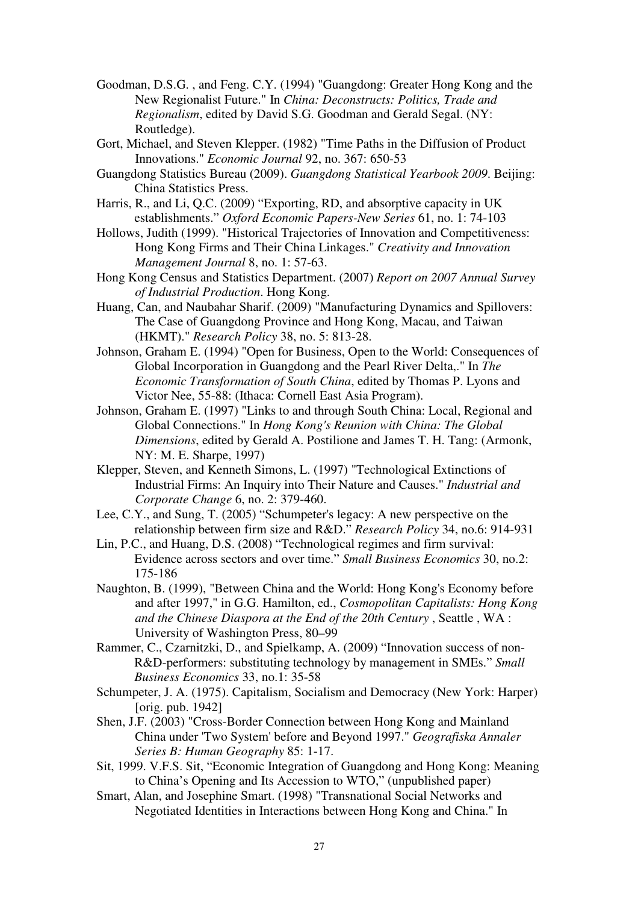Goodman, D.S.G. , and Feng. C.Y. (1994) "Guangdong: Greater Hong Kong and the New Regionalist Future." In *China: Deconstructs: Politics, Trade and Regionalism*, edited by David S.G. Goodman and Gerald Segal. (NY: Routledge).

Gort, Michael, and Steven Klepper. (1982) "Time Paths in the Diffusion of Product Innovations." *Economic Journal* 92, no. 367: 650-53

Guangdong Statistics Bureau (2009). *Guangdong Statistical Yearbook 2009*. Beijing: China Statistics Press.

Harris, R., and Li, Q.C. (2009) "Exporting, RD, and absorptive capacity in UK establishments." *Oxford Economic Papers-New Series* 61, no. 1: 74-103

Hollows, Judith (1999). "Historical Trajectories of Innovation and Competitiveness: Hong Kong Firms and Their China Linkages." *Creativity and Innovation Management Journal* 8, no. 1: 57-63.

Hong Kong Census and Statistics Department. (2007) *Report on 2007 Annual Survey of Industrial Production*. Hong Kong.

Huang, Can, and Naubahar Sharif. (2009) "Manufacturing Dynamics and Spillovers: The Case of Guangdong Province and Hong Kong, Macau, and Taiwan (HKMT)." *Research Policy* 38, no. 5: 813-28.

Johnson, Graham E. (1994) "Open for Business, Open to the World: Consequences of Global Incorporation in Guangdong and the Pearl River Delta,." In *The Economic Transformation of South China*, edited by Thomas P. Lyons and Victor Nee, 55-88: (Ithaca: Cornell East Asia Program).

Johnson, Graham E. (1997) "Links to and through South China: Local, Regional and Global Connections." In *Hong Kong's Reunion with China: The Global Dimensions*, edited by Gerald A. Postilione and James T. H. Tang: (Armonk, NY: M. E. Sharpe, 1997)

Klepper, Steven, and Kenneth Simons, L. (1997) "Technological Extinctions of Industrial Firms: An Inquiry into Their Nature and Causes." *Industrial and Corporate Change* 6, no. 2: 379-460.

Lee, C.Y., and Sung, T. (2005) "Schumpeter's legacy: A new perspective on the relationship between firm size and R&D." *Research Policy* 34, no.6: 914-931

Lin, P.C., and Huang, D.S. (2008) "Technological regimes and firm survival: Evidence across sectors and over time." *Small Business Economics* 30, no.2: 175-186

Naughton, B. (1999), "Between China and the World: Hong Kong's Economy before and after 1997," in G.G. Hamilton, ed., *Cosmopolitan Capitalists: Hong Kong and the Chinese Diaspora at the End of the 20th Century* , Seattle , WA : University of Washington Press, 80–99

Rammer, C., Czarnitzki, D., and Spielkamp, A. (2009) "Innovation success of non-R&D-performers: substituting technology by management in SMEs." *Small Business Economics* 33, no.1: 35-58

Schumpeter, J. A. (1975). Capitalism, Socialism and Democracy (New York: Harper) [orig. pub. 1942]

Shen, J.F. (2003) "Cross-Border Connection between Hong Kong and Mainland China under 'Two System' before and Beyond 1997." *Geografiska Annaler Series B: Human Geography* 85: 1-17.

Sit, 1999. V.F.S. Sit, "Economic Integration of Guangdong and Hong Kong: Meaning to China's Opening and Its Accession to WTO," (unpublished paper)

Smart, Alan, and Josephine Smart. (1998) "Transnational Social Networks and Negotiated Identities in Interactions between Hong Kong and China." In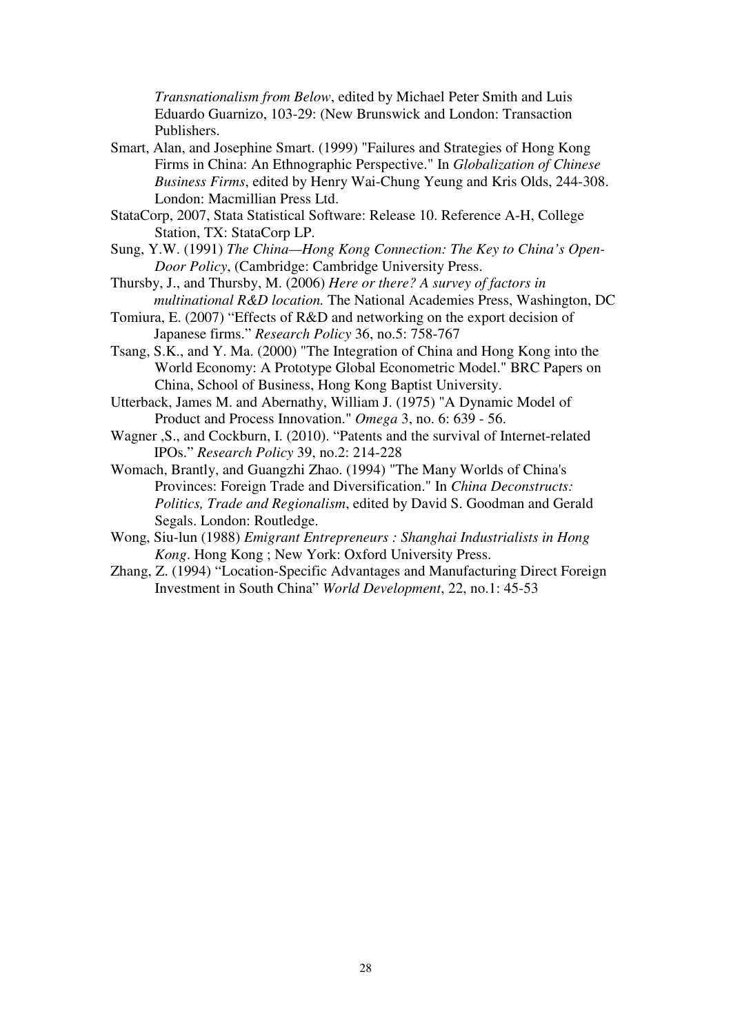*Transnationalism from Below*, edited by Michael Peter Smith and Luis Eduardo Guarnizo, 103-29: (New Brunswick and London: Transaction Publishers.

Smart, Alan, and Josephine Smart. (1999) "Failures and Strategies of Hong Kong Firms in China: An Ethnographic Perspective." In *Globalization of Chinese Business Firms*, edited by Henry Wai-Chung Yeung and Kris Olds, 244-308. London: Macmillian Press Ltd.

StataCorp, 2007, Stata Statistical Software: Release 10. Reference A-H, College Station, TX: StataCorp LP.

Sung, Y.W. (1991) *The China—Hong Kong Connection: The Key to China's Open-Door Policy*, (Cambridge: Cambridge University Press.

Thursby, J., and Thursby, M. (2006) *Here or there? A survey of factors in multinational R&D location.* The National Academies Press, Washington, DC

Tomiura, E. (2007) "Effects of R&D and networking on the export decision of Japanese firms." *Research Policy* 36, no.5: 758-767

Tsang, S.K., and Y. Ma. (2000) "The Integration of China and Hong Kong into the World Economy: A Prototype Global Econometric Model." BRC Papers on China, School of Business, Hong Kong Baptist University.

Utterback, James M. and Abernathy, William J. (1975) "A Dynamic Model of Product and Process Innovation." *Omega* 3, no. 6: 639 - 56.

Wagner ,S., and Cockburn, I. (2010). "Patents and the survival of Internet-related IPOs." *Research Policy* 39, no.2: 214-228

Womach, Brantly, and Guangzhi Zhao. (1994) "The Many Worlds of China's Provinces: Foreign Trade and Diversification." In *China Deconstructs: Politics, Trade and Regionalism*, edited by David S. Goodman and Gerald Segals. London: Routledge.

Wong, Siu-lun (1988) *Emigrant Entrepreneurs : Shanghai Industrialists in Hong Kong*. Hong Kong ; New York: Oxford University Press.

Zhang, Z. (1994) "Location-Specific Advantages and Manufacturing Direct Foreign Investment in South China" *World Development*, 22, no.1: 45-53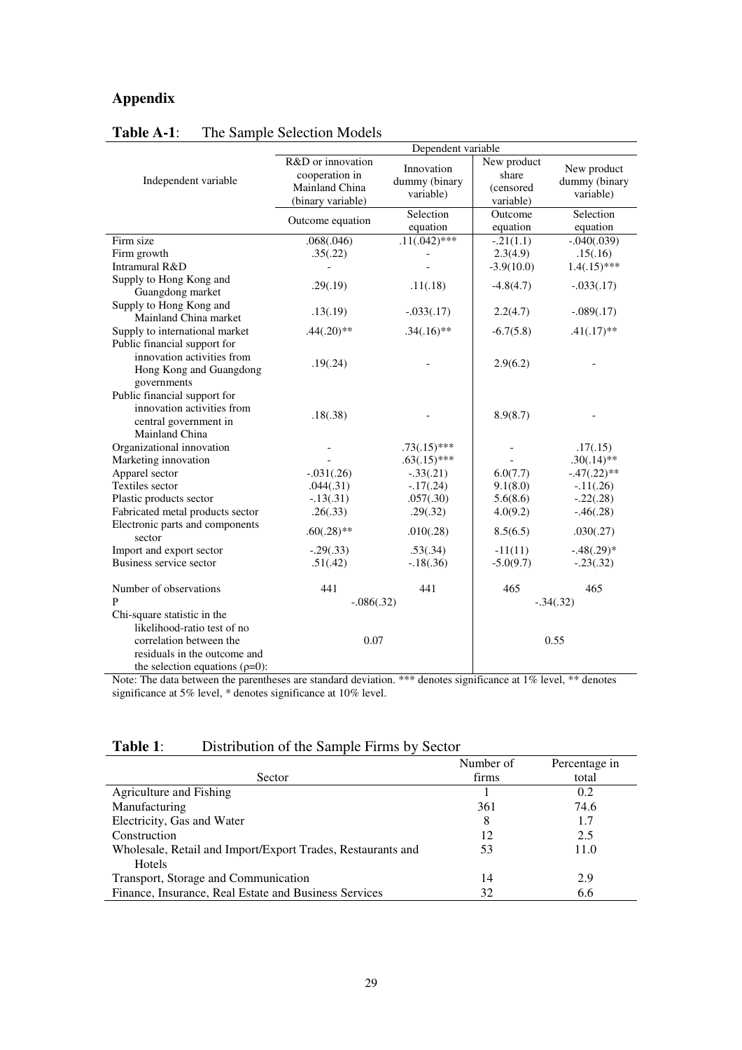## Appendix

**Table A-1**: The Sample Selection Models

| Independent variable | Dependent variable | | | |
|---|---|---|---|---|
| | R&D or innovation cooperation in Mainland China (binary variable) | Innovation dummy (binary variable) | New product share (censored variable) | New product dummy (binary variable) |
| | Outcome equation | Selection equation | Outcome equation | Selection equation |
| Firm size | .068(.046) | .11(.042)*** | -.21(1.1) | -.040(.039) |
| Firm growth | .35(.22) | - | 2.3(4.9) | .15(.16) |
| Intramural R&D | - | - | -3.9(10.0) | 1.4(.15)*** |
| Supply to Hong Kong and Guangdong market | .29(.19) | .11(.18) | -4.8(4.7) | -.033(.17) |
| Supply to Hong Kong and Mainland China market | .13(.19) | -.033(.17) | 2.2(4.7) | -.089(.17) |
| Supply to international market | .44(.20)** | .34(.16)** | -6.7(5.8) | .41(.17)** |
| Public financial support for innovation activities from Hong Kong and Guangdong governments | .19(.24) | - | 2.9(6.2) | - |
| Public financial support for innovation activities from central government in Mainland China | .18(.38) | - | 8.9(8.7) | - |
| Organizational innovation | - | .73(.15)*** | - | .17(.15) |
| Marketing innovation | - | .63(.15)*** | - | .30(.14)** |
| Apparel sector | -.031(.26) | -.33(.21) | 6.0(7.7) | -.47(.22)** |
| Textiles sector | .044(.31) | -.17(.24) | 9.1(8.0) | -.11(.26) |
| Plastic products sector | -.13(.31) | .057(.30) | 5.6(8.6) | -.22(.28) |
| Fabricated metal products sector | .26(.33) | .29(.32) | 4.0(9.2) | -.46(.28) |
| Electronic parts and components sector | .60(.28)** | .010(.28) | 8.5(6.5) | .030(.27) |
| Import and export sector | -.29(.33) | .53(.34) | -11(11) | -.48(.29)* |
| Business service sector | .51(.42) | -.18(.36) | -5.0(9.7) | -.23(.32) |
| Number of observations | 441 | 441 | 465 | 465 |
| P | -.086(.32) | | -.34(.32) | |
| Chi-square statistic in the likelihood-ratio test of no correlation between the residuals in the outcome and the selection equations ($\rho$=0): | 0.07 | | 0.55 | |

Note: The data between the parentheses are standard deviation. *** denotes significance at 1% level, ** denotes significance at 5% level, * denotes significance at 10% level.

**Table 1**: Distribution of the Sample Firms by Sector

| Sector | Number of firms | Percentage in total |
|---|---|---|
| Agriculture and Fishing | 1 | 0.2 |
| Manufacturing | 361 | 74.6 |
| Electricity, Gas and Water | 8 | 1.7 |
| Construction | 12 | 2.5 |
| Wholesale, Retail and Import/Export Trades, Restaurants and Hotels | 53 | 11.0 |
| Transport, Storage and Communication | 14 | 2.9 |
| Finance, Insurance, Real Estate and Business Services | 32 | 6.6 |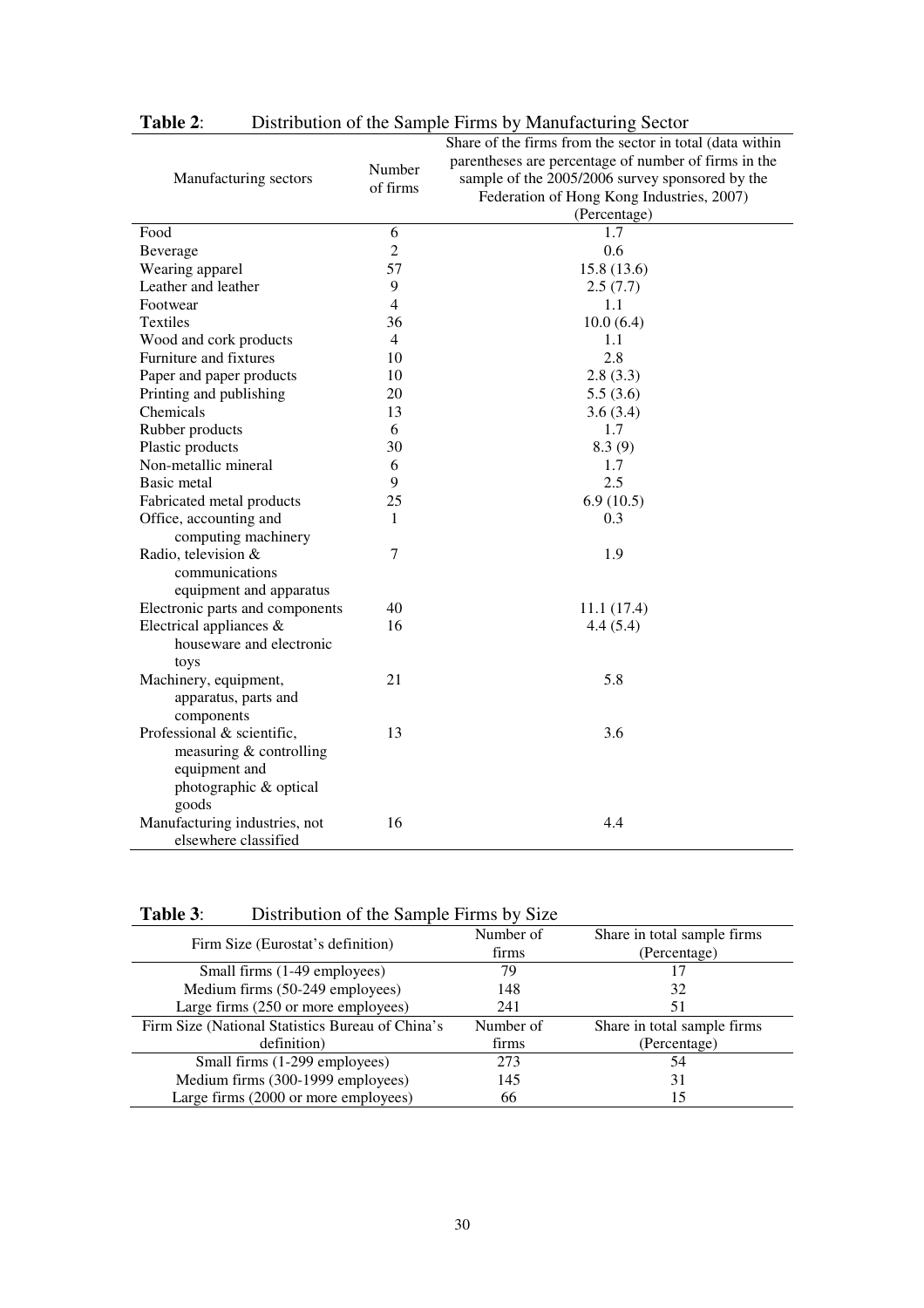**Table 2**: Distribution of the Sample Firms by Manufacturing Sector

| Manufacturing sectors | Number of firms | Share of the firms from the sector in total (data within parentheses are percentage of number of firms in the sample of the 2005/2006 survey sponsored by the Federation of Hong Kong Industries, 2007) (Percentage) |
|---|---|---|
| Food | 6 | 1.7 |
| Beverage | 2 | 0.6 |
| Wearing apparel | 57 | 15.8 (13.6) |
| Leather and leather | 9 | 2.5 (7.7) |
| Footwear | 4 | 1.1 |
| Textiles | 36 | 10.0 (6.4) |
| Wood and cork products | 4 | 1.1 |
| Furniture and fixtures | 10 | 2.8 |
| Paper and paper products | 10 | 2.8 (3.3) |
| Printing and publishing | 20 | 5.5 (3.6) |
| Chemicals | 13 | 3.6 (3.4) |
| Rubber products | 6 | 1.7 |
| Plastic products | 30 | 8.3 (9) |
| Non-metallic mineral | 6 | 1.7 |
| Basic metal | 9 | 2.5 |
| Fabricated metal products | 25 | 6.9 (10.5) |
| Office, accounting and computing machinery | 1 | 0.3 |
| Radio, television & communications equipment and apparatus | 7 | 1.9 |
| Electronic parts and components | 40 | 11.1 (17.4) |
| Electrical appliances & houseware and electronic toys | 16 | 4.4 (5.4) |
| Machinery, equipment, apparatus, parts and components | 21 | 5.8 |
| Professional & scientific, measuring & controlling equipment and photographic & optical goods | 13 | 3.6 |
| Manufacturing industries, not elsewhere classified | 16 | 4.4 |

**Table 3**: Distribution of the Sample Firms by Size

| Firm Size (Eurostat's definition) | Number of firms | Share in total sample firms (Percentage) |
|---|---|---|
| Small firms (1-49 employees) | 79 | 17 |
| Medium firms (50-249 employees) | 148 | 32 |
| Large firms (250 or more employees) | 241 | 51 |
| **Firm Size (National Statistics Bureau of China's definition)** | **Number of firms** | **Share in total sample firms (Percentage)** |
| Small firms (1-299 employees) | 273 | 54 |
| Medium firms (300-1999 employees) | 145 | 31 |
| Large firms (2000 or more employees) | 66 | 15 |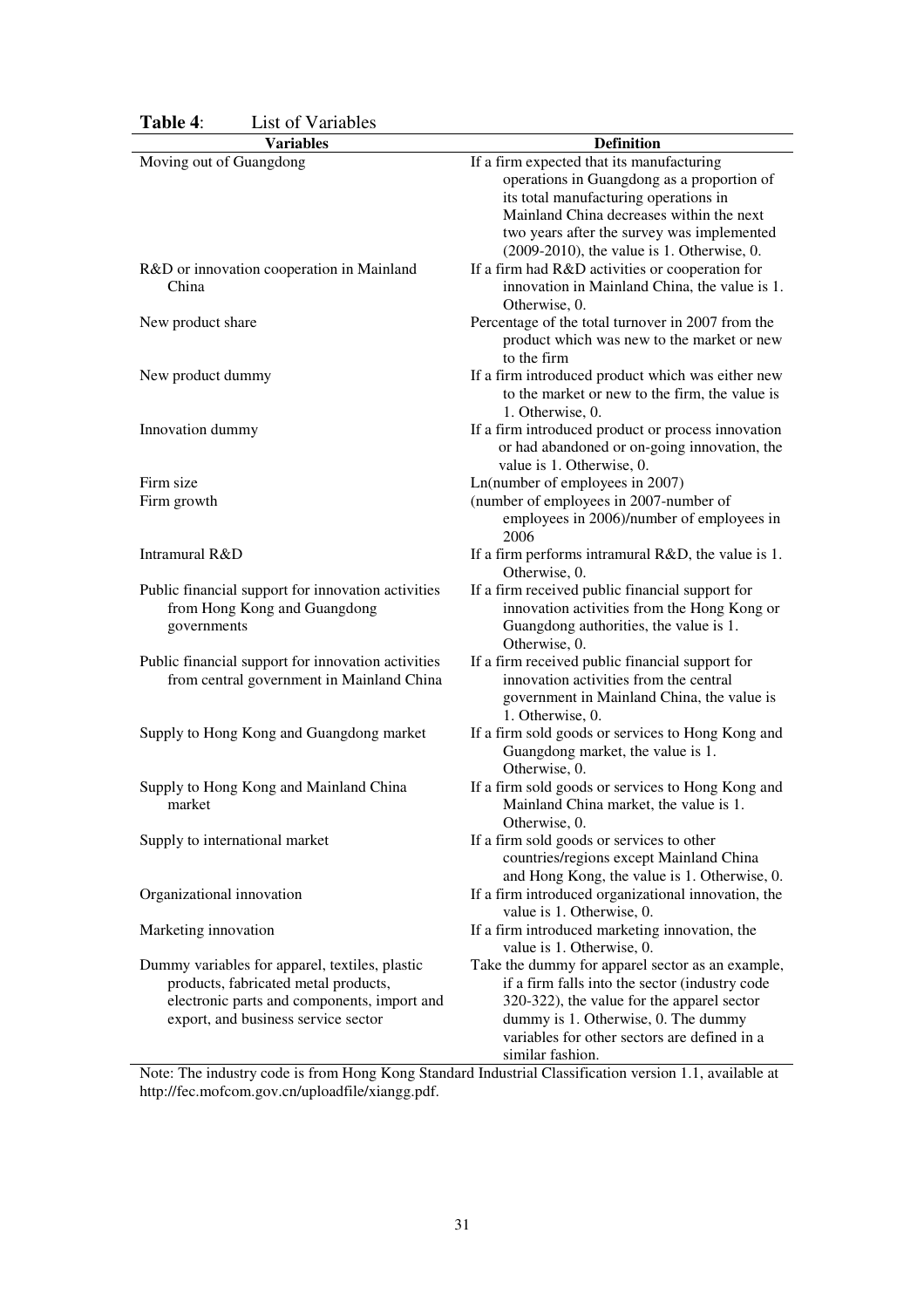**Table 4**: List of Variables

| Variables | Definition |
|---|---|
| Moving out of Guangdong | If a firm expected that its manufacturing operations in Guangdong as a proportion of its total manufacturing operations in Mainland China decreases within the next two years after the survey was implemented (2009-2010), the value is 1. Otherwise, 0. |
| R&D or innovation cooperation in Mainland China | If a firm had R&D activities or cooperation for innovation in Mainland China, the value is 1. Otherwise, 0. |
| New product share | Percentage of the total turnover in 2007 from the product which was new to the market or new to the firm |
| New product dummy | If a firm introduced product which was either new to the market or new to the firm, the value is 1. Otherwise, 0. |
| Innovation dummy | If a firm introduced product or process innovation or had abandoned or on-going innovation, the value is 1. Otherwise, 0. |
| Firm size | Ln(number of employees in 2007) |
| Firm growth | (number of employees in 2007-number of employees in 2006)/number of employees in 2006 |
| Intramural R&D | If a firm performs intramural R&D, the value is 1. Otherwise, 0. |
| Public financial support for innovation activities from Hong Kong and Guangdong governments | If a firm received public financial support for innovation activities from the Hong Kong or Guangdong authorities, the value is 1. Otherwise, 0. |
| Public financial support for innovation activities from central government in Mainland China | If a firm received public financial support for innovation activities from the central government in Mainland China, the value is 1. Otherwise, 0. |
| Supply to Hong Kong and Guangdong market | If a firm sold goods or services to Hong Kong and Guangdong market, the value is 1. Otherwise, 0. |
| Supply to Hong Kong and Mainland China market | If a firm sold goods or services to Hong Kong and Mainland China market, the value is 1. Otherwise, 0. |
| Supply to international market | If a firm sold goods or services to other countries/regions except Mainland China and Hong Kong, the value is 1. Otherwise, 0. |
| Organizational innovation | If a firm introduced organizational innovation, the value is 1. Otherwise, 0. |
| Marketing innovation | If a firm introduced marketing innovation, the value is 1. Otherwise, 0. |
| Dummy variables for apparel, textiles, plastic products, fabricated metal products, electronic parts and components, import and export, and business service sector | Take the dummy for apparel sector as an example, if a firm falls into the sector (industry code 320-322), the value for the apparel sector dummy is 1. Otherwise, 0. The dummy variables for other sectors are defined in a similar fashion. |

Note: The industry code is from Hong Kong Standard Industrial Classification version 1.1, available at http://fec.mofcom.gov.cn/uploadfile/xiangg.pdf.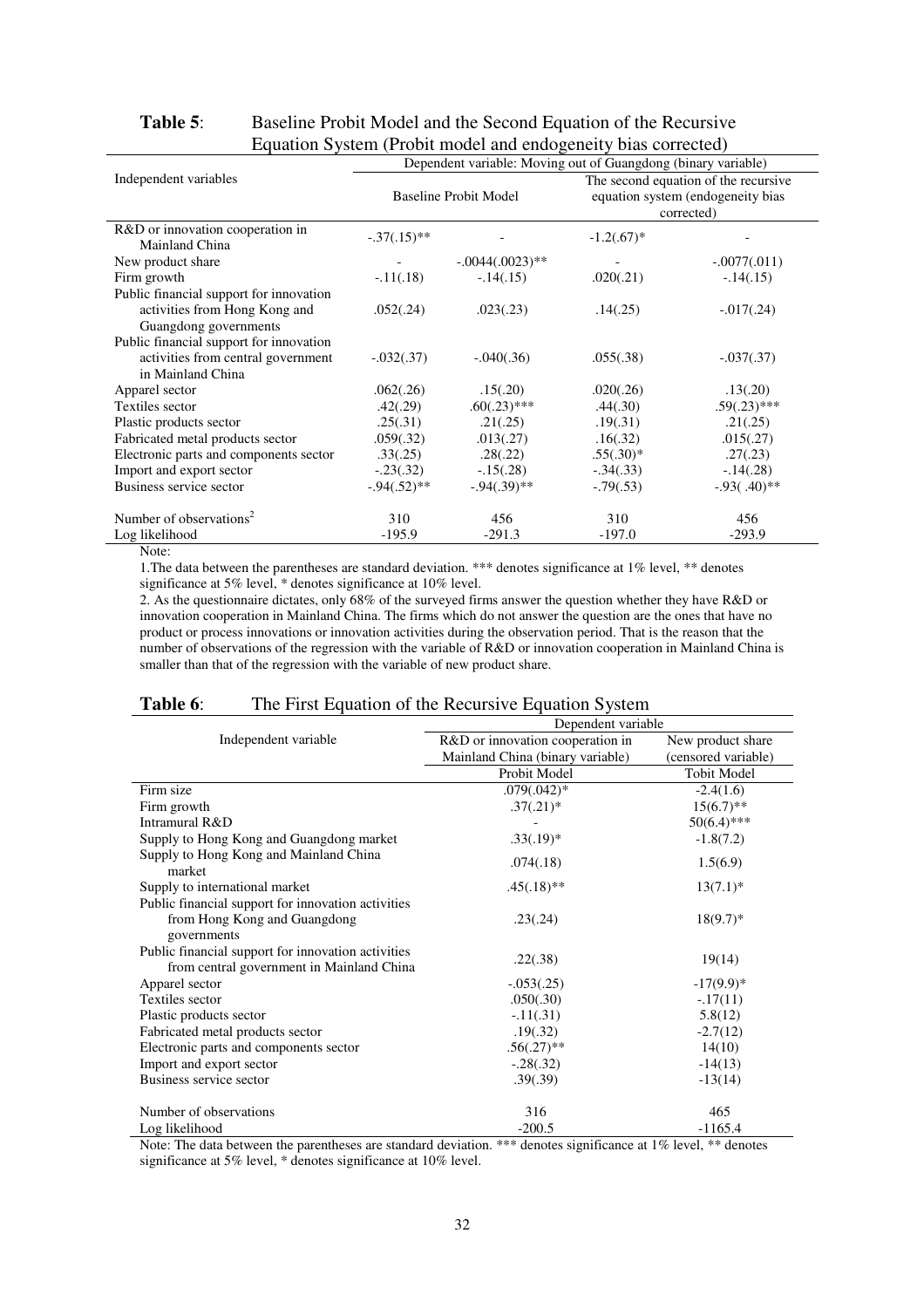**Table 5**: Baseline Probit Model and the Second Equation of the Recursive Equation System (Probit model and endogeneity bias corrected)

| Independent variables | Dependent variable: Moving out of Guangdong (binary variable) | | | |
|---|---|---|---|---|
| | Baseline Probit Model | | The second equation of the recursive equation system (endogeneity bias corrected) | |
| R&D or innovation cooperation in Mainland China | -.37(.15)** | - | -1.2(.67)* | - |
| New product share | - | -.0044(.0023)** | - | -.0077(.011) |
| Firm growth | -.11(.18) | -.14(.15) | .020(.21) | -.14(.15) |
| Public financial support for innovation activities from Hong Kong and Guangdong governments | .052(.24) | .023(.23) | .14(.25) | -.017(.24) |
| Public financial support for innovation activities from central government in Mainland China | -.032(.37) | -.040(.36) | .055(.38) | -.037(.37) |
| Apparel sector | .062(.26) | .15(.20) | .020(.26) | .13(.20) |
| Textiles sector | .42(.29) | .60(.23)*** | .44(.30) | .59(.23)*** |
| Plastic products sector | .25(.31) | .21(.25) | .19(.31) | .21(.25) |
| Fabricated metal products sector | .059(.32) | .013(.27) | .16(.32) | .015(.27) |
| Electronic parts and components sector | .33(.25) | .28(.22) | .55(.30)* | .27(.23) |
| Import and export sector | -.23(.32) | -.15(.28) | -.34(.33) | -.14(.28) |
| Business service sector | -.94(.52)** | -.94(.39)** | -.79(.53) | -.93( .40)** |
| Number of observations[2] | 310 | 456 | 310 | 456 |
| Log likelihood | -195.9 | -291.3 | -197.0 | -293.9 |

Note:

1.The data between the parentheses are standard deviation. *** denotes significance at 1% level, ** denotes significance at 5% level, * denotes significance at 10% level.

2. As the questionnaire dictates, only 68% of the surveyed firms answer the question whether they have R&D or innovation cooperation in Mainland China. The firms which do not answer the question are the ones that have no product or process innovations or innovation activities during the observation period. That is the reason that the number of observations of the regression with the variable of R&D or innovation cooperation in Mainland China is smaller than that of the regression with the variable of new product share.

**Table 6**: The First Equation of the Recursive Equation System

| Independent variable | Dependent variable | |
|---|---|---|
| | R&D or innovation cooperation in Mainland China (binary variable) | New product share (censored variable) |
| | Probit Model | Tobit Model |
| Firm size | .079(.042)* | -2.4(1.6) |
| Firm growth | .37(.21)* | 15(6.7)** |
| Intramural R&D | - | 50(6.4)*** |
| Supply to Hong Kong and Guangdong market | .33(.19)* | -1.8(7.2) |
| Supply to Hong Kong and Mainland China market | .074(.18) | 1.5(6.9) |
| Supply to international market | .45(.18)** | 13(7.1)* |
| Public financial support for innovation activities from Hong Kong and Guangdong governments | .23(.24) | 18(9.7)* |
| Public financial support for innovation activities from central government in Mainland China | .22(.38) | 19(14) |
| Apparel sector | -.053(.25) | -17(9.9)* |
| Textiles sector | .050(.30) | -.17(11) |
| Plastic products sector | -.11(.31) | 5.8(12) |
| Fabricated metal products sector | .19(.32) | -2.7(12) |
| Electronic parts and components sector | .56(.27)** | 14(10) |
| Import and export sector | -.28(.32) | -14(13) |
| Business service sector | .39(.39) | -13(14) |
| Number of observations | 316 | 465 |
| Log likelihood | -200.5 | -1165.4 |

Note: The data between the parentheses are standard deviation. *** denotes significance at 1% level, ** denotes significance at 5% level, * denotes significance at 10% level.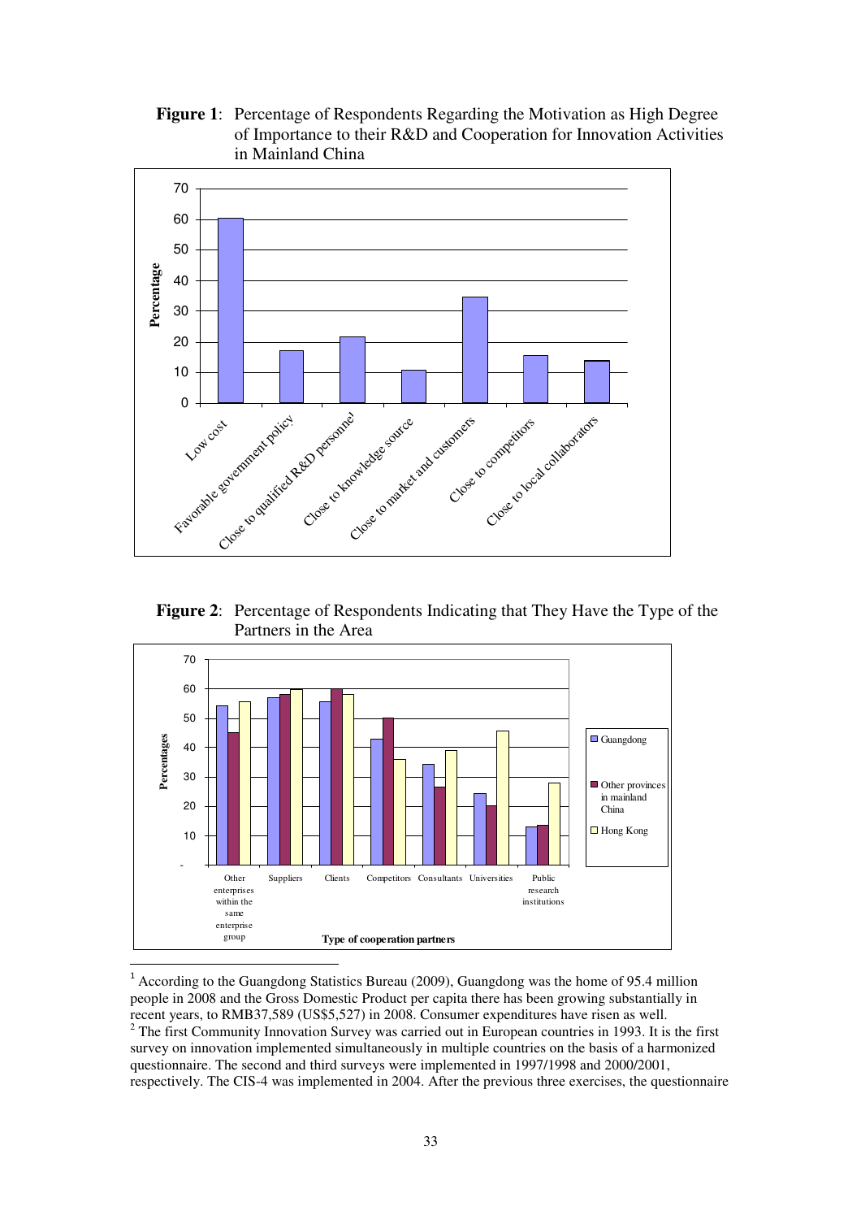**Figure 1**: Percentage of Respondents Regarding the Motivation as High Degree of Importance to their R&D and Cooperation for Innovation Activities in Mainland China

**Figure 2**: Percentage of Respondents Indicating that They Have the Type of the Partners in the Area

---

[1] According to the Guangdong Statistics Bureau (2009), Guangdong was the home of 95.4 million people in 2008 and the Gross Domestic Product per capita there has been growing substantially in recent years, to RMB37,589 (US$5,527) in 2008. Consumer expenditures have risen as well.

[2] The first Community Innovation Survey was carried out in European countries in 1993. It is the first survey on innovation implemented simultaneously in multiple countries on the basis of a harmonized questionnaire. The second and third surveys were implemented in 1997/1998 and 2000/2001, respectively. The CIS-4 was implemented in 2004. After the previous three exercises, the questionnaire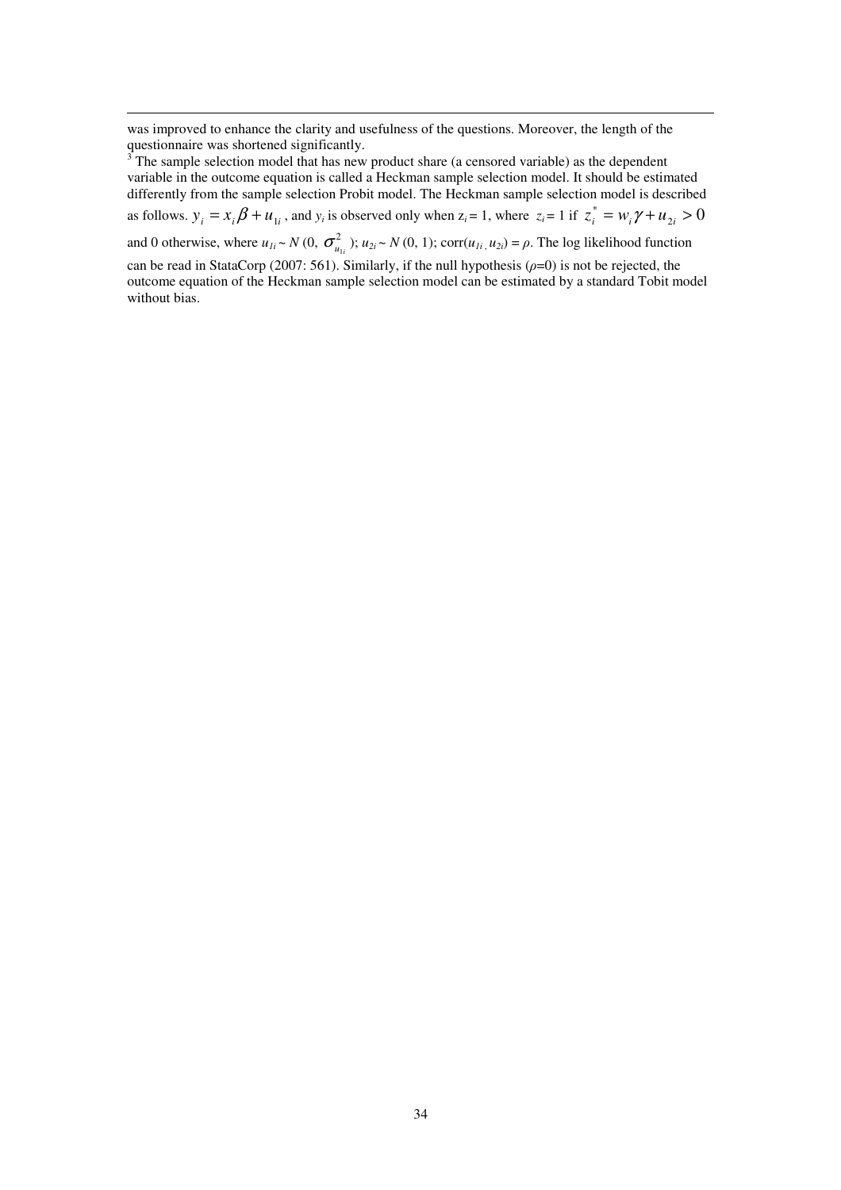was improved to enhance the clarity and usefulness of the questions. Moreover, the length of the questionnaire was shortened significantly.

[3] The sample selection model that has new product share (a censored variable) as the dependent variable in the outcome equation is called a Heckman sample selection model. It should be estimated differently from the sample selection Probit model. The Heckman sample selection model is described as follows. $y_i = x_i\beta + u_{1i}$, and $y_i$ is observed only when $z_i = 1$, where $z_i = 1$ if $z_i^* = w_i\gamma + u_{2i} > 0$ and 0 otherwise, where $u_{1i} \sim N(0, \sigma^2_{u_{1i}})$; $u_{2i} \sim N(0, 1)$; $\text{corr}(u_{1i}, u_{2i}) = \rho$. The log likelihood function can be read in StataCorp (2007: 561). Similarly, if the null hypothesis ($\rho$=0) is not be rejected, the outcome equation of the Heckman sample selection model can be estimated by a standard Tobit model without bias.